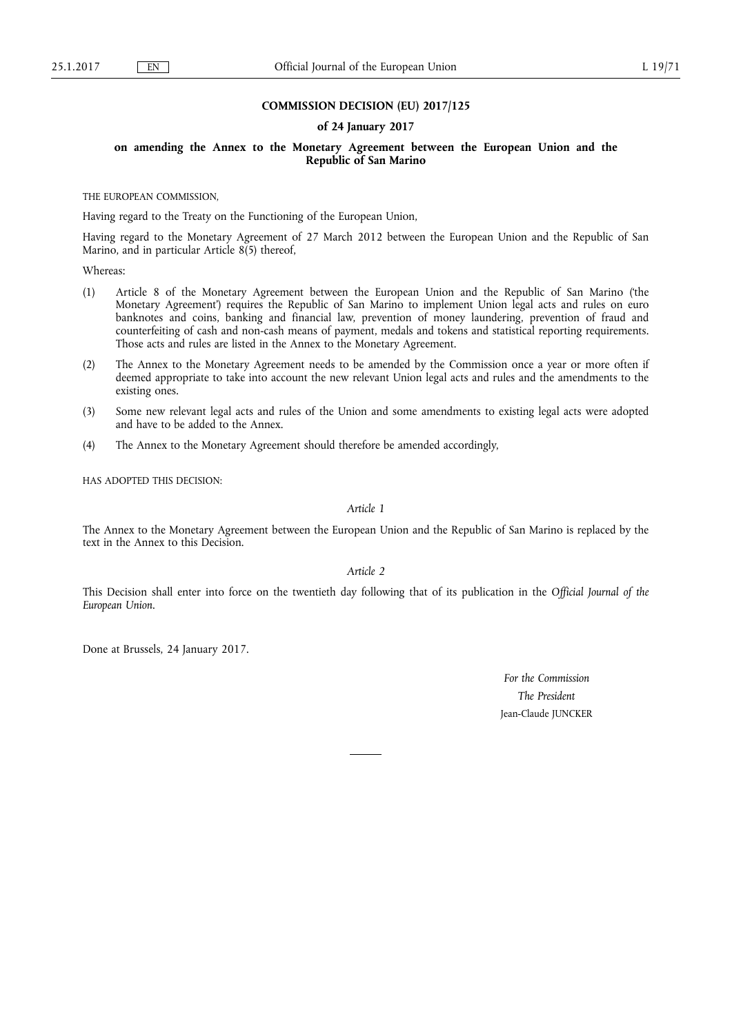**COMMISSION DECISION (EU) 2017/125**

**of 24 January 2017**

**on amending the Annex to the Monetary Agreement between the European Union and the Republic of San Marino**

THE EUROPEAN COMMISSION,

Having regard to the Treaty on the Functioning of the European Union,

Having regard to the Monetary Agreement of 27 March 2012 between the European Union and the Republic of San Marino, and in particular Article 8(5) thereof,

Whereas:

(1) Article 8 of the Monetary Agreement between the European Union and the Republic of San Marino ('the Monetary Agreement') requires the Republic of San Marino to implement Union legal acts and rules on euro banknotes and coins, banking and financial law, prevention of money laundering, prevention of fraud and counterfeiting of cash and non-cash means of payment, medals and tokens and statistical reporting requirements. Those acts and rules are listed in the Annex to the Monetary Agreement.

(2) The Annex to the Monetary Agreement needs to be amended by the Commission once a year or more often if deemed appropriate to take into account the new relevant Union legal acts and rules and the amendments to the existing ones.

(3) Some new relevant legal acts and rules of the Union and some amendments to existing legal acts were adopted and have to be added to the Annex.

(4) The Annex to the Monetary Agreement should therefore be amended accordingly,

HAS ADOPTED THIS DECISION:

*Article 1*

The Annex to the Monetary Agreement between the European Union and the Republic of San Marino is replaced by the text in the Annex to this Decision.

*Article 2*

This Decision shall enter into force on the twentieth day following that of its publication in the *Official Journal of the European Union*.

Done at Brussels, 24 January 2017.

*For the Commission*

*The President*

Jean-Claude JUNCKER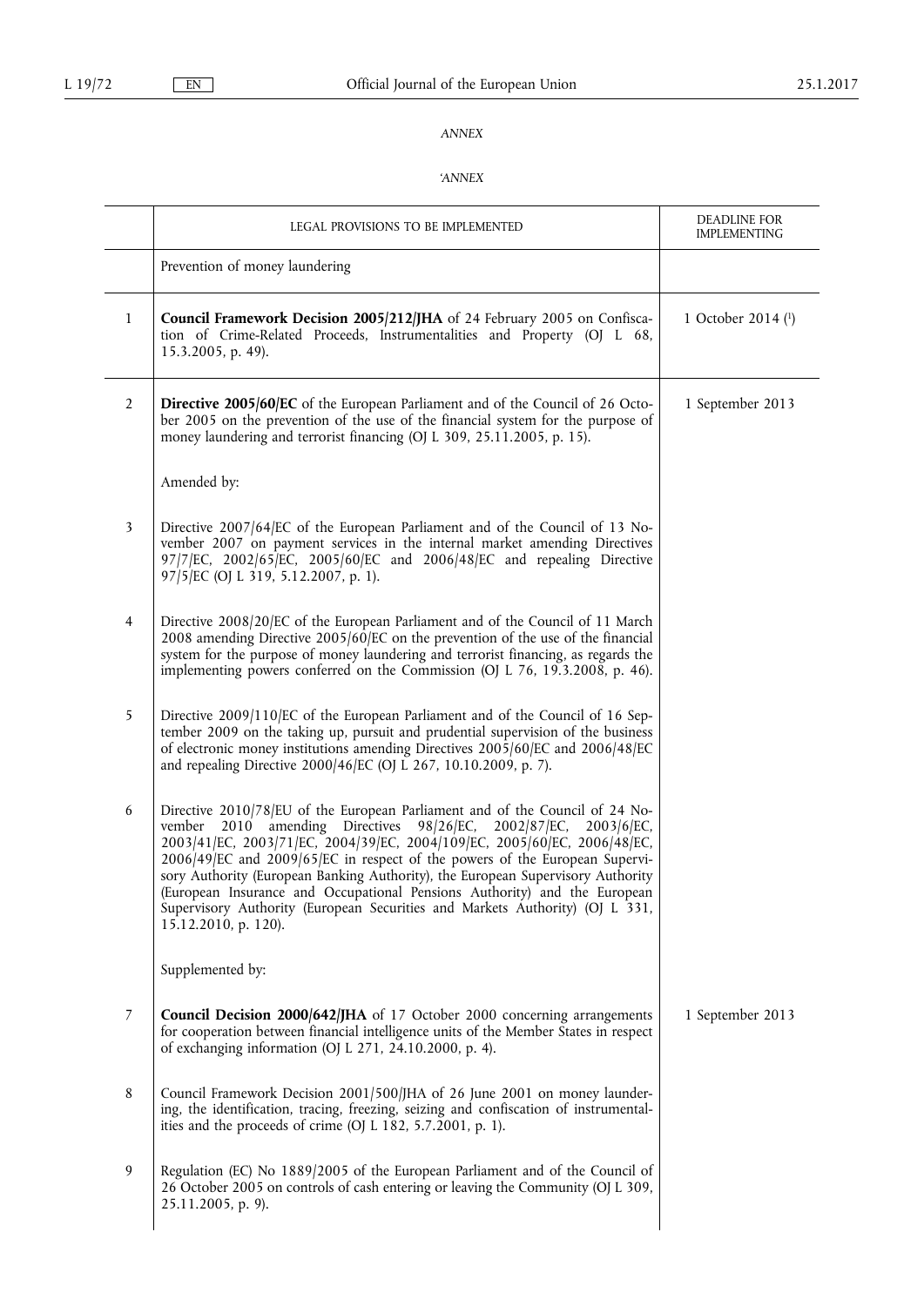*ANNEX*

*'ANNEX*

| | LEGAL PROVISIONS TO BE IMPLEMENTED | DEADLINE FOR IMPLEMENTING |
|---|---|---|
| | Prevention of money laundering | |
| 1 | **Council Framework Decision 2005/212/JHA** of 24 February 2005 on Confiscation of Crime-Related Proceeds, Instrumentalities and Property (OJ L 68, 15.3.2005, p. 49). | 1 October 2014 ([1]) |
| 2 | **Directive 2005/60/EC** of the European Parliament and of the Council of 26 October 2005 on the prevention of the use of the financial system for the purpose of money laundering and terrorist financing (OJ L 309, 25.11.2005, p. 15). | 1 September 2013 |
| | Amended by: | |
| 3 | Directive 2007/64/EC of the European Parliament and of the Council of 13 November 2007 on payment services in the internal market amending Directives 97/7/EC, 2002/65/EC, 2005/60/EC and 2006/48/EC and repealing Directive 97/5/EC (OJ L 319, 5.12.2007, p. 1). | |
| 4 | Directive 2008/20/EC of the European Parliament and of the Council of 11 March 2008 amending Directive 2005/60/EC on the prevention of the use of the financial system for the purpose of money laundering and terrorist financing, as regards the implementing powers conferred on the Commission (OJ L 76, 19.3.2008, p. 46). | |
| 5 | Directive 2009/110/EC of the European Parliament and of the Council of 16 September 2009 on the taking up, pursuit and prudential supervision of the business of electronic money institutions amending Directives 2005/60/EC and 2006/48/EC and repealing Directive 2000/46/EC (OJ L 267, 10.10.2009, p. 7). | |
| 6 | Directive 2010/78/EU of the European Parliament and of the Council of 24 November 2010 amending Directives 98/26/EC, 2002/87/EC, 2003/6/EC, 2003/41/EC, 2003/71/EC, 2004/39/EC, 2004/109/EC, 2005/60/EC, 2006/48/EC, 2006/49/EC and 2009/65/EC in respect of the powers of the European Supervisory Authority (European Banking Authority), the European Supervisory Authority (European Insurance and Occupational Pensions Authority) and the European Supervisory Authority (European Securities and Markets Authority) (OJ L 331, 15.12.2010, p. 120). | |
| | Supplemented by: | |
| 7 | **Council Decision 2000/642/JHA** of 17 October 2000 concerning arrangements for cooperation between financial intelligence units of the Member States in respect of exchanging information (OJ L 271, 24.10.2000, p. 4). | 1 September 2013 |
| 8 | Council Framework Decision 2001/500/JHA of 26 June 2001 on money laundering, the identification, tracing, freezing, seizing and confiscation of instrumentalities and the proceeds of crime (OJ L 182, 5.7.2001, p. 1). | |
| 9 | Regulation (EC) No 1889/2005 of the European Parliament and of the Council of 26 October 2005 on controls of cash entering or leaving the Community (OJ L 309, 25.11.2005, p. 9). | |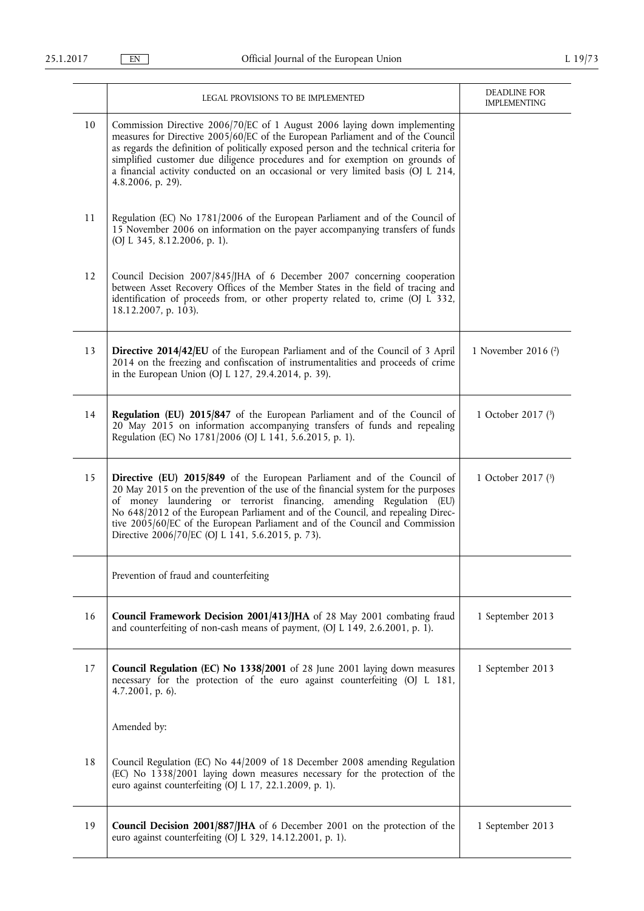| | LEGAL PROVISIONS TO BE IMPLEMENTED | DEADLINE FOR IMPLEMENTING |
|---|---|---|
| 10 | Commission Directive 2006/70/EC of 1 August 2006 laying down implementing measures for Directive 2005/60/EC of the European Parliament and of the Council as regards the definition of politically exposed person and the technical criteria for simplified customer due diligence procedures and for exemption on grounds of a financial activity conducted on an occasional or very limited basis (OJ L 214, 4.8.2006, p. 29). | |
| 11 | Regulation (EC) No 1781/2006 of the European Parliament and of the Council of 15 November 2006 on information on the payer accompanying transfers of funds (OJ L 345, 8.12.2006, p. 1). | |
| 12 | Council Decision 2007/845/JHA of 6 December 2007 concerning cooperation between Asset Recovery Offices of the Member States in the field of tracing and identification of proceeds from, or other property related to, crime (OJ L 332, 18.12.2007, p. 103). | |
| 13 | **Directive 2014/42/EU** of the European Parliament and of the Council of 3 April 2014 on the freezing and confiscation of instrumentalities and proceeds of crime in the European Union (OJ L 127, 29.4.2014, p. 39). | 1 November 2016 [2] |
| 14 | **Regulation (EU) 2015/847** of the European Parliament and of the Council of 20 May 2015 on information accompanying transfers of funds and repealing Regulation (EC) No 1781/2006 (OJ L 141, 5.6.2015, p. 1). | 1 October 2017 [3] |
| 15 | **Directive (EU) 2015/849** of the European Parliament and of the Council of 20 May 2015 on the prevention of the use of the financial system for the purposes of money laundering or terrorist financing, amending Regulation (EU) No 648/2012 of the European Parliament and of the Council, and repealing Directive 2005/60/EC of the European Parliament and of the Council and Commission Directive 2006/70/EC (OJ L 141, 5.6.2015, p. 73). | 1 October 2017 [3] |
| | Prevention of fraud and counterfeiting | |
| 16 | **Council Framework Decision 2001/413/JHA** of 28 May 2001 combating fraud and counterfeiting of non-cash means of payment, (OJ L 149, 2.6.2001, p. 1). | 1 September 2013 |
| 17 | **Council Regulation (EC) No 1338/2001** of 28 June 2001 laying down measures necessary for the protection of the euro against counterfeiting (OJ L 181, 4.7.2001, p. 6).<br><br>Amended by: | 1 September 2013 |
| 18 | Council Regulation (EC) No 44/2009 of 18 December 2008 amending Regulation (EC) No 1338/2001 laying down measures necessary for the protection of the euro against counterfeiting (OJ L 17, 22.1.2009, p. 1). | |
| 19 | **Council Decision 2001/887/JHA** of 6 December 2001 on the protection of the euro against counterfeiting (OJ L 329, 14.12.2001, p. 1). | 1 September 2013 |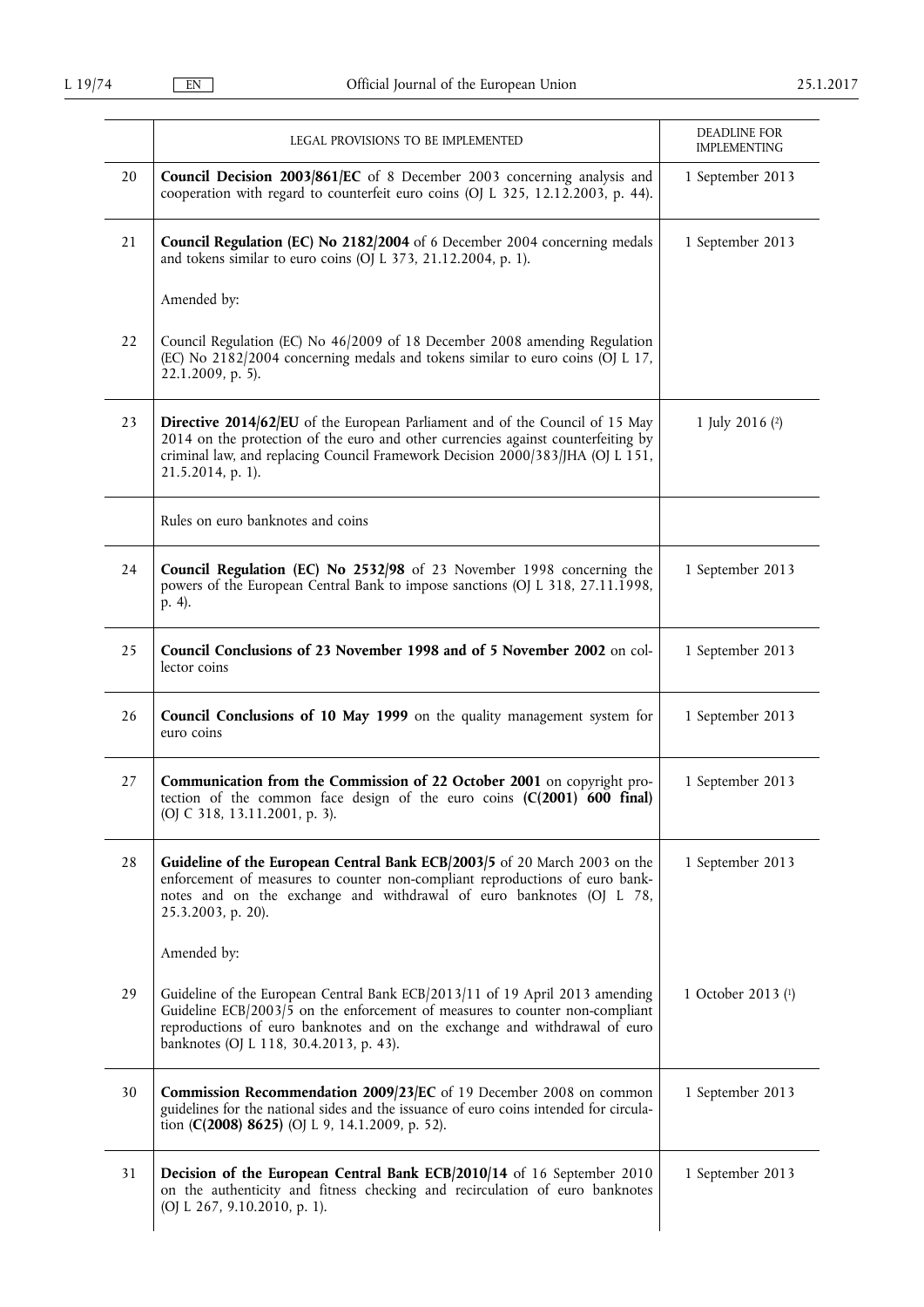| | LEGAL PROVISIONS TO BE IMPLEMENTED | DEADLINE FOR IMPLEMENTING |
|---|---|---|
| 20 | **Council Decision 2003/861/EC** of 8 December 2003 concerning analysis and cooperation with regard to counterfeit euro coins (OJ L 325, 12.12.2003, p. 44). | 1 September 2013 |
| 21 | **Council Regulation (EC) No 2182/2004** of 6 December 2004 concerning medals and tokens similar to euro coins (OJ L 373, 21.12.2004, p. 1).<br><br>Amended by: | 1 September 2013 |
| 22 | Council Regulation (EC) No 46/2009 of 18 December 2008 amending Regulation (EC) No 2182/2004 concerning medals and tokens similar to euro coins (OJ L 17, 22.1.2009, p. 5). | |
| 23 | **Directive 2014/62/EU** of the European Parliament and of the Council of 15 May 2014 on the protection of the euro and other currencies against counterfeiting by criminal law, and replacing Council Framework Decision 2000/383/JHA (OJ L 151, 21.5.2014, p. 1). | 1 July 2016 [2] |
| | Rules on euro banknotes and coins | |
| 24 | **Council Regulation (EC) No 2532/98** of 23 November 1998 concerning the powers of the European Central Bank to impose sanctions (OJ L 318, 27.11.1998, p. 4). | 1 September 2013 |
| 25 | **Council Conclusions of 23 November 1998 and of 5 November 2002** on collector coins | 1 September 2013 |
| 26 | **Council Conclusions of 10 May 1999** on the quality management system for euro coins | 1 September 2013 |
| 27 | **Communication from the Commission of 22 October 2001** on copyright protection of the common face design of the euro coins **(C(2001) 600 final)** (OJ C 318, 13.11.2001, p. 3). | 1 September 2013 |
| 28 | **Guideline of the European Central Bank ECB/2003/5** of 20 March 2003 on the enforcement of measures to counter non-compliant reproductions of euro banknotes and on the exchange and withdrawal of euro banknotes (OJ L 78, 25.3.2003, p. 20).<br><br>Amended by: | 1 September 2013 |
| 29 | Guideline of the European Central Bank ECB/2013/11 of 19 April 2013 amending Guideline ECB/2003/5 on the enforcement of measures to counter non-compliant reproductions of euro banknotes and on the exchange and withdrawal of euro banknotes (OJ L 118, 30.4.2013, p. 43). | 1 October 2013 [1] |
| 30 | **Commission Recommendation 2009/23/EC** of 19 December 2008 on common guidelines for the national sides and the issuance of euro coins intended for circulation (**C(2008) 8625**) (OJ L 9, 14.1.2009, p. 52). | 1 September 2013 |
| 31 | **Decision of the European Central Bank ECB/2010/14** of 16 September 2010 on the authenticity and fitness checking and recirculation of euro banknotes (OJ L 267, 9.10.2010, p. 1). | 1 September 2013 |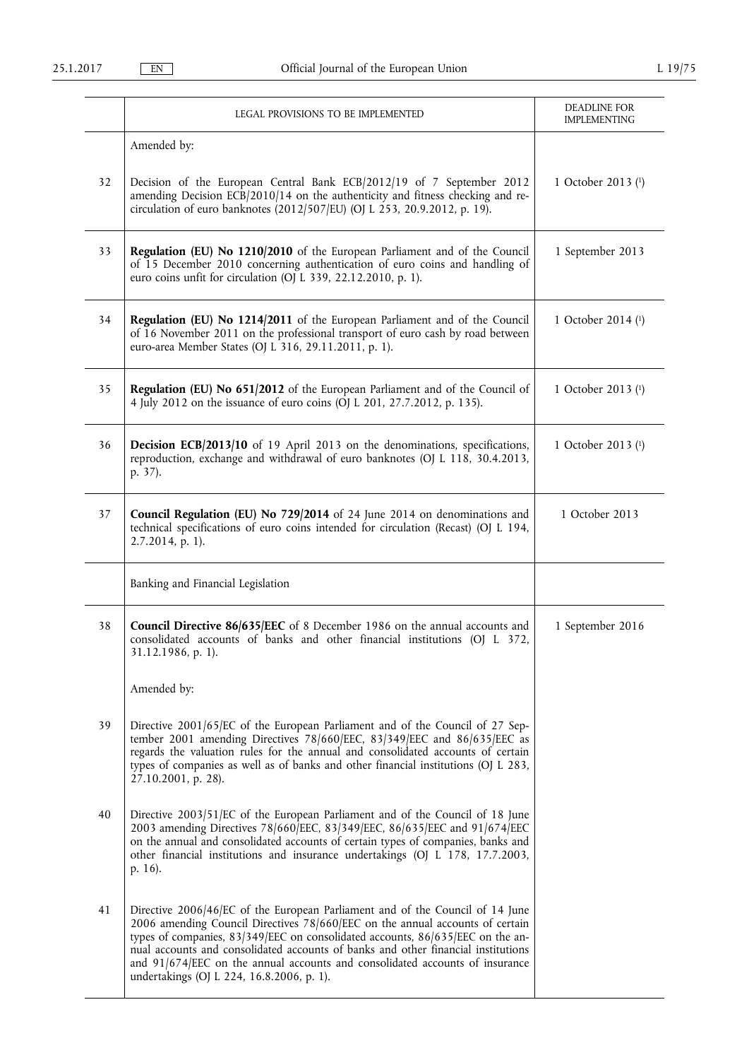| | LEGAL PROVISIONS TO BE IMPLEMENTED | DEADLINE FOR IMPLEMENTING |
|---|---|---|
| | Amended by: | |
| 32 | Decision of the European Central Bank ECB/2012/19 of 7 September 2012 amending Decision ECB/2010/14 on the authenticity and fitness checking and re-circulation of euro banknotes (2012/507/EU) (OJ L 253, 20.9.2012, p. 19). | 1 October 2013 (1) |
| 33 | **Regulation (EU) No 1210/2010** of the European Parliament and of the Council of 15 December 2010 concerning authentication of euro coins and handling of euro coins unfit for circulation (OJ L 339, 22.12.2010, p. 1). | 1 September 2013 |
| 34 | **Regulation (EU) No 1214/2011** of the European Parliament and of the Council of 16 November 2011 on the professional transport of euro cash by road between euro-area Member States (OJ L 316, 29.11.2011, p. 1). | 1 October 2014 (1) |
| 35 | **Regulation (EU) No 651/2012** of the European Parliament and of the Council of 4 July 2012 on the issuance of euro coins (OJ L 201, 27.7.2012, p. 135). | 1 October 2013 (1) |
| 36 | **Decision ECB/2013/10** of 19 April 2013 on the denominations, specifications, reproduction, exchange and withdrawal of euro banknotes (OJ L 118, 30.4.2013, p. 37). | 1 October 2013 (1) |
| 37 | **Council Regulation (EU) No 729/2014** of 24 June 2014 on denominations and technical specifications of euro coins intended for circulation (Recast) (OJ L 194, 2.7.2014, p. 1). | 1 October 2013 |
| | Banking and Financial Legislation | |
| 38 | **Council Directive 86/635/EEC** of 8 December 1986 on the annual accounts and consolidated accounts of banks and other financial institutions (OJ L 372, 31.12.1986, p. 1).<br><br>Amended by: | 1 September 2016 |
| 39 | Directive 2001/65/EC of the European Parliament and of the Council of 27 September 2001 amending Directives 78/660/EEC, 83/349/EEC and 86/635/EEC as regards the valuation rules for the annual and consolidated accounts of certain types of companies as well as of banks and other financial institutions (OJ L 283, 27.10.2001, p. 28). | |
| 40 | Directive 2003/51/EC of the European Parliament and of the Council of 18 June 2003 amending Directives 78/660/EEC, 83/349/EEC, 86/635/EEC and 91/674/EEC on the annual and consolidated accounts of certain types of companies, banks and other financial institutions and insurance undertakings (OJ L 178, 17.7.2003, p. 16). | |
| 41 | Directive 2006/46/EC of the European Parliament and of the Council of 14 June 2006 amending Council Directives 78/660/EEC on the annual accounts of certain types of companies, 83/349/EEC on consolidated accounts, 86/635/EEC on the annual accounts and consolidated accounts of banks and other financial institutions and 91/674/EEC on the annual accounts and consolidated accounts of insurance undertakings (OJ L 224, 16.8.2006, p. 1). | |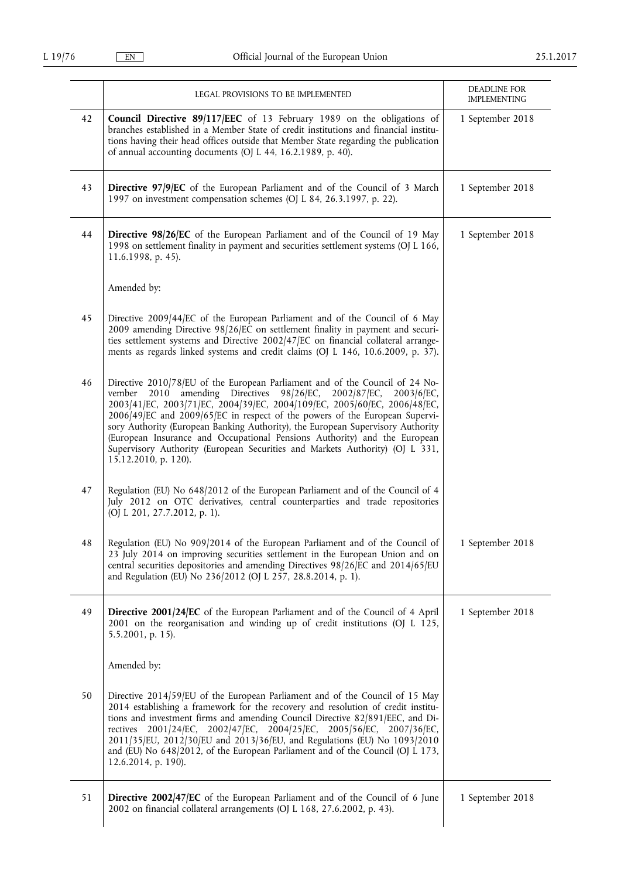| | LEGAL PROVISIONS TO BE IMPLEMENTED | DEADLINE FOR IMPLEMENTING |
|---|---|---|
| 42 | **Council Directive 89/117/EEC** of 13 February 1989 on the obligations of branches established in a Member State of credit institutions and financial institutions having their head offices outside that Member State regarding the publication of annual accounting documents (OJ L 44, 16.2.1989, p. 40). | 1 September 2018 |
| 43 | **Directive 97/9/EC** of the European Parliament and of the Council of 3 March 1997 on investment compensation schemes (OJ L 84, 26.3.1997, p. 22). | 1 September 2018 |
| 44 | **Directive 98/26/EC** of the European Parliament and of the Council of 19 May 1998 on settlement finality in payment and securities settlement systems (OJ L 166, 11.6.1998, p. 45).<br><br>Amended by: | 1 September 2018 |
| 45 | Directive 2009/44/EC of the European Parliament and of the Council of 6 May 2009 amending Directive 98/26/EC on settlement finality in payment and securities settlement systems and Directive 2002/47/EC on financial collateral arrangements as regards linked systems and credit claims (OJ L 146, 10.6.2009, p. 37). | |
| 46 | Directive 2010/78/EU of the European Parliament and of the Council of 24 November 2010 amending Directives 98/26/EC, 2002/87/EC, 2003/6/EC, 2003/41/EC, 2003/71/EC, 2004/39/EC, 2004/109/EC, 2005/60/EC, 2006/48/EC, 2006/49/EC and 2009/65/EC in respect of the powers of the European Supervisory Authority (European Banking Authority), the European Supervisory Authority (European Insurance and Occupational Pensions Authority) and the European Supervisory Authority (European Securities and Markets Authority) (OJ L 331, 15.12.2010, p. 120). | |
| 47 | Regulation (EU) No 648/2012 of the European Parliament and of the Council of 4 July 2012 on OTC derivatives, central counterparties and trade repositories (OJ L 201, 27.7.2012, p. 1). | |
| 48 | Regulation (EU) No 909/2014 of the European Parliament and of the Council of 23 July 2014 on improving securities settlement in the European Union and on central securities depositories and amending Directives 98/26/EC and 2014/65/EU and Regulation (EU) No 236/2012 (OJ L 257, 28.8.2014, p. 1). | 1 September 2018 |
| 49 | **Directive 2001/24/EC** of the European Parliament and of the Council of 4 April 2001 on the reorganisation and winding up of credit institutions (OJ L 125, 5.5.2001, p. 15).<br><br>Amended by: | 1 September 2018 |
| 50 | Directive 2014/59/EU of the European Parliament and of the Council of 15 May 2014 establishing a framework for the recovery and resolution of credit institutions and investment firms and amending Council Directive 82/891/EEC, and Directives 2001/24/EC, 2002/47/EC, 2004/25/EC, 2005/56/EC, 2007/36/EC, 2011/35/EU, 2012/30/EU and 2013/36/EU, and Regulations (EU) No 1093/2010 and (EU) No 648/2012, of the European Parliament and of the Council (OJ L 173, 12.6.2014, p. 190). | |
| 51 | **Directive 2002/47/EC** of the European Parliament and of the Council of 6 June 2002 on financial collateral arrangements (OJ L 168, 27.6.2002, p. 43). | 1 September 2018 |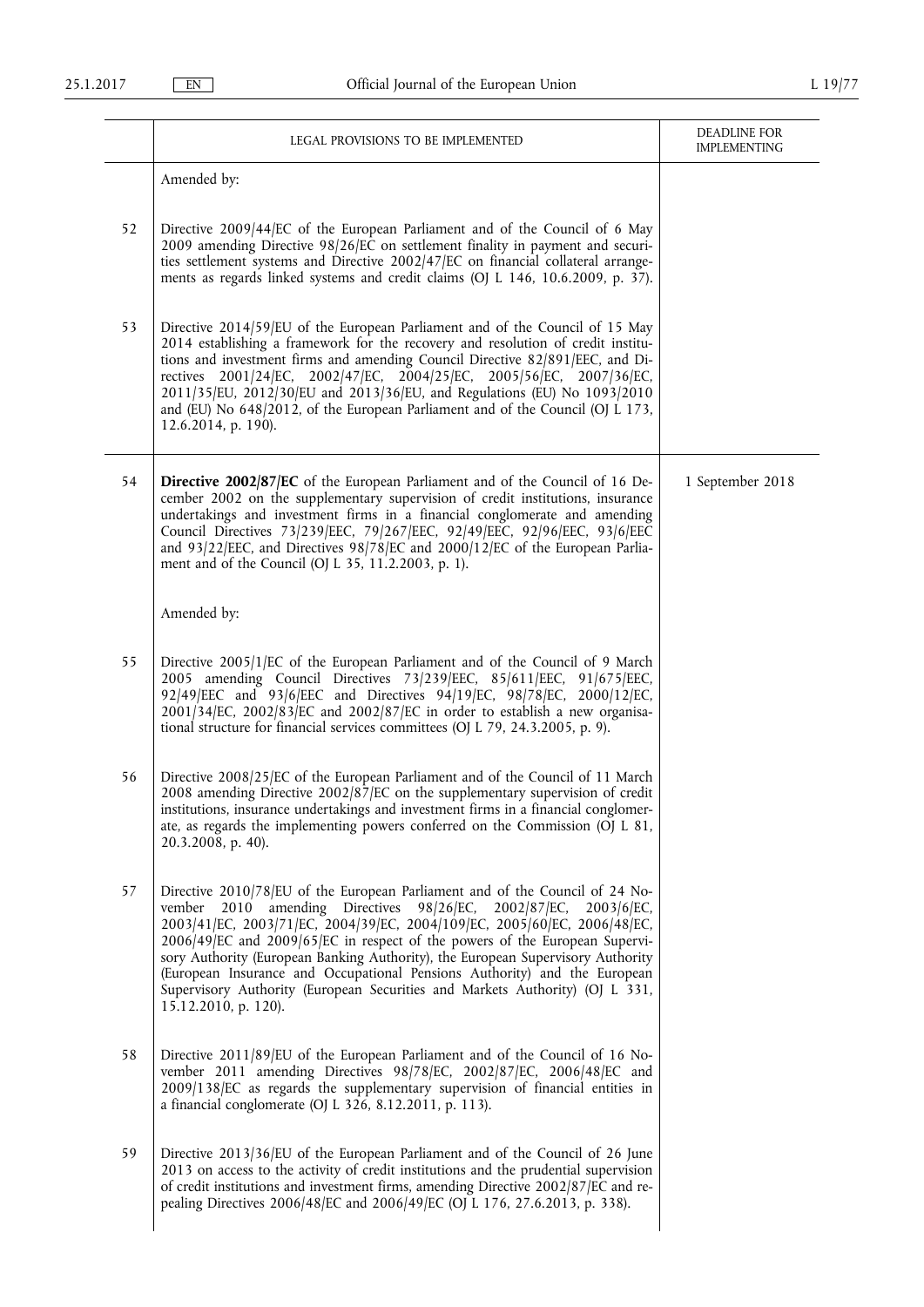| | LEGAL PROVISIONS TO BE IMPLEMENTED | DEADLINE FOR IMPLEMENTING |
|---|---|---|
| | Amended by: | |
| 52 | Directive 2009/44/EC of the European Parliament and of the Council of 6 May 2009 amending Directive 98/26/EC on settlement finality in payment and securities settlement systems and Directive 2002/47/EC on financial collateral arrangements as regards linked systems and credit claims (OJ L 146, 10.6.2009, p. 37). | |
| 53 | Directive 2014/59/EU of the European Parliament and of the Council of 15 May 2014 establishing a framework for the recovery and resolution of credit institutions and investment firms and amending Council Directive 82/891/EEC, and Directives 2001/24/EC, 2002/47/EC, 2004/25/EC, 2005/56/EC, 2007/36/EC, 2011/35/EU, 2012/30/EU and 2013/36/EU, and Regulations (EU) No 1093/2010 and (EU) No 648/2012, of the European Parliament and of the Council (OJ L 173, 12.6.2014, p. 190). | |
| 54 | **Directive 2002/87/EC** of the European Parliament and of the Council of 16 December 2002 on the supplementary supervision of credit institutions, insurance undertakings and investment firms in a financial conglomerate and amending Council Directives 73/239/EEC, 79/267/EEC, 92/49/EEC, 92/96/EEC, 93/6/EEC and 93/22/EEC, and Directives 98/78/EC and 2000/12/EC of the European Parliament and of the Council (OJ L 35, 11.2.2003, p. 1). | 1 September 2018 |
| | Amended by: | |
| 55 | Directive 2005/1/EC of the European Parliament and of the Council of 9 March 2005 amending Council Directives 73/239/EEC, 85/611/EEC, 91/675/EEC, 92/49/EEC and 93/6/EEC and Directives 94/19/EC, 98/78/EC, 2000/12/EC, 2001/34/EC, 2002/83/EC and 2002/87/EC in order to establish a new organisational structure for financial services committees (OJ L 79, 24.3.2005, p. 9). | |
| 56 | Directive 2008/25/EC of the European Parliament and of the Council of 11 March 2008 amending Directive 2002/87/EC on the supplementary supervision of credit institutions, insurance undertakings and investment firms in a financial conglomerate, as regards the implementing powers conferred on the Commission (OJ L 81, 20.3.2008, p. 40). | |
| 57 | Directive 2010/78/EU of the European Parliament and of the Council of 24 November 2010 amending Directives 98/26/EC, 2002/87/EC, 2003/6/EC, 2003/41/EC, 2003/71/EC, 2004/39/EC, 2004/109/EC, 2005/60/EC, 2006/48/EC, 2006/49/EC and 2009/65/EC in respect of the powers of the European Supervisory Authority (European Banking Authority), the European Supervisory Authority (European Insurance and Occupational Pensions Authority) and the European Supervisory Authority (European Securities and Markets Authority) (OJ L 331, 15.12.2010, p. 120). | |
| 58 | Directive 2011/89/EU of the European Parliament and of the Council of 16 November 2011 amending Directives 98/78/EC, 2002/87/EC, 2006/48/EC and 2009/138/EC as regards the supplementary supervision of financial entities in a financial conglomerate (OJ L 326, 8.12.2011, p. 113). | |
| 59 | Directive 2013/36/EU of the European Parliament and of the Council of 26 June 2013 on access to the activity of credit institutions and the prudential supervision of credit institutions and investment firms, amending Directive 2002/87/EC and repealing Directives 2006/48/EC and 2006/49/EC (OJ L 176, 27.6.2013, p. 338). | |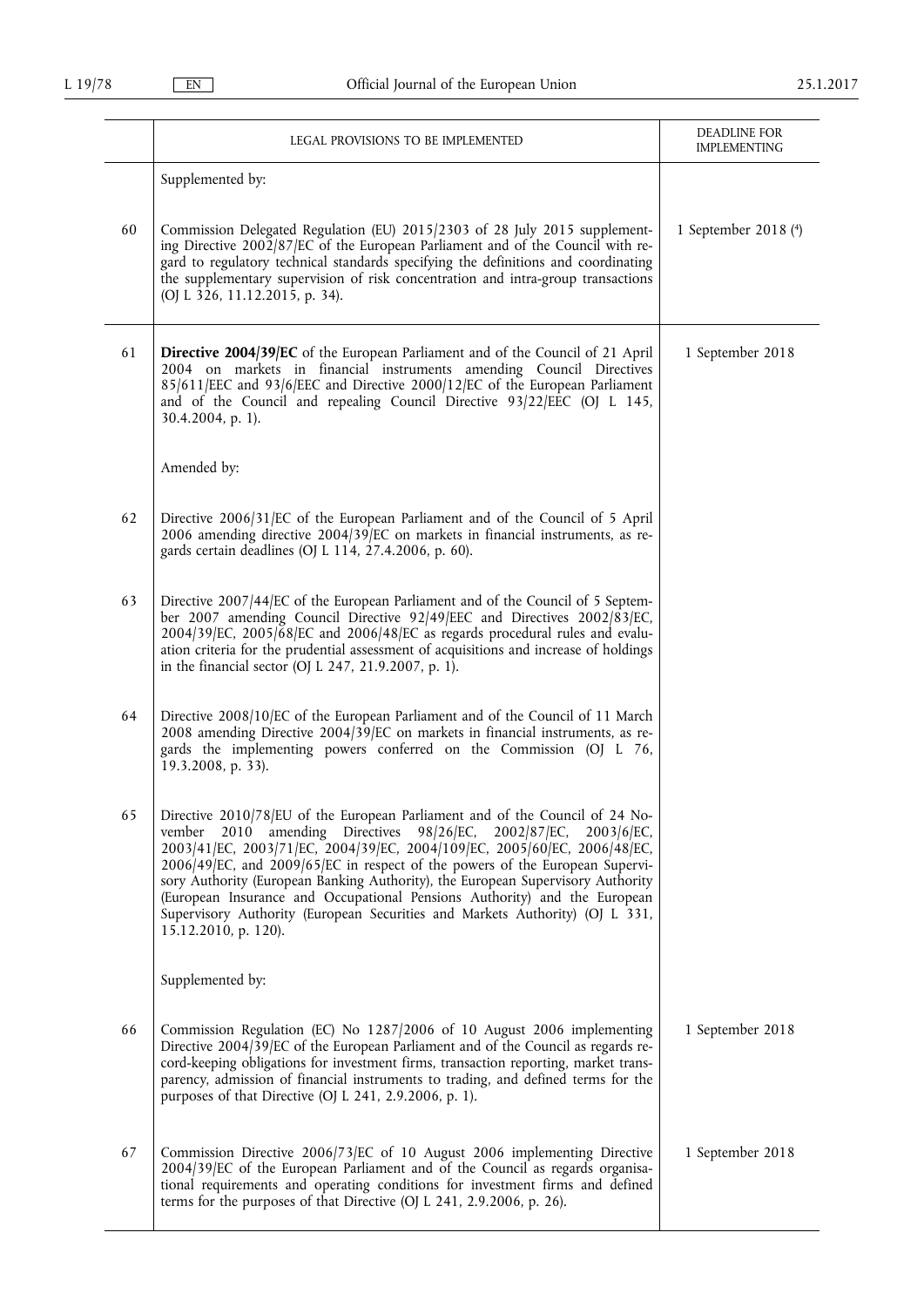| | LEGAL PROVISIONS TO BE IMPLEMENTED | DEADLINE FOR IMPLEMENTING |
|---|---|---|
| | Supplemented by: | |
| 60 | Commission Delegated Regulation (EU) 2015/2303 of 28 July 2015 supplementing Directive 2002/87/EC of the European Parliament and of the Council with regard to regulatory technical standards specifying the definitions and coordinating the supplementary supervision of risk concentration and intra-group transactions (OJ L 326, 11.12.2015, p. 34). | 1 September 2018 (4) |
| 61 | **Directive 2004/39/EC** of the European Parliament and of the Council of 21 April 2004 on markets in financial instruments amending Council Directives 85/611/EEC and 93/6/EEC and Directive 2000/12/EC of the European Parliament and of the Council and repealing Council Directive 93/22/EEC (OJ L 145, 30.4.2004, p. 1). | 1 September 2018 |
| | Amended by: | |
| 62 | Directive 2006/31/EC of the European Parliament and of the Council of 5 April 2006 amending directive 2004/39/EC on markets in financial instruments, as regards certain deadlines (OJ L 114, 27.4.2006, p. 60). | |
| 63 | Directive 2007/44/EC of the European Parliament and of the Council of 5 September 2007 amending Council Directive 92/49/EEC and Directives 2002/83/EC, 2004/39/EC, 2005/68/EC and 2006/48/EC as regards procedural rules and evaluation criteria for the prudential assessment of acquisitions and increase of holdings in the financial sector (OJ L 247, 21.9.2007, p. 1). | |
| 64 | Directive 2008/10/EC of the European Parliament and of the Council of 11 March 2008 amending Directive 2004/39/EC on markets in financial instruments, as regards the implementing powers conferred on the Commission (OJ L 76, 19.3.2008, p. 33). | |
| 65 | Directive 2010/78/EU of the European Parliament and of the Council of 24 November 2010 amending Directives 98/26/EC, 2002/87/EC, 2003/6/EC, 2003/41/EC, 2003/71/EC, 2004/39/EC, 2004/109/EC, 2005/60/EC, 2006/48/EC, 2006/49/EC, and 2009/65/EC in respect of the powers of the European Supervisory Authority (European Banking Authority), the European Supervisory Authority (European Insurance and Occupational Pensions Authority) and the European Supervisory Authority (European Securities and Markets Authority) (OJ L 331, 15.12.2010, p. 120). | |
| | Supplemented by: | |
| 66 | Commission Regulation (EC) No 1287/2006 of 10 August 2006 implementing Directive 2004/39/EC of the European Parliament and of the Council as regards record-keeping obligations for investment firms, transaction reporting, market transparency, admission of financial instruments to trading, and defined terms for the purposes of that Directive (OJ L 241, 2.9.2006, p. 1). | 1 September 2018 |
| 67 | Commission Directive 2006/73/EC of 10 August 2006 implementing Directive 2004/39/EC of the European Parliament and of the Council as regards organisational requirements and operating conditions for investment firms and defined terms for the purposes of that Directive (OJ L 241, 2.9.2006, p. 26). | 1 September 2018 |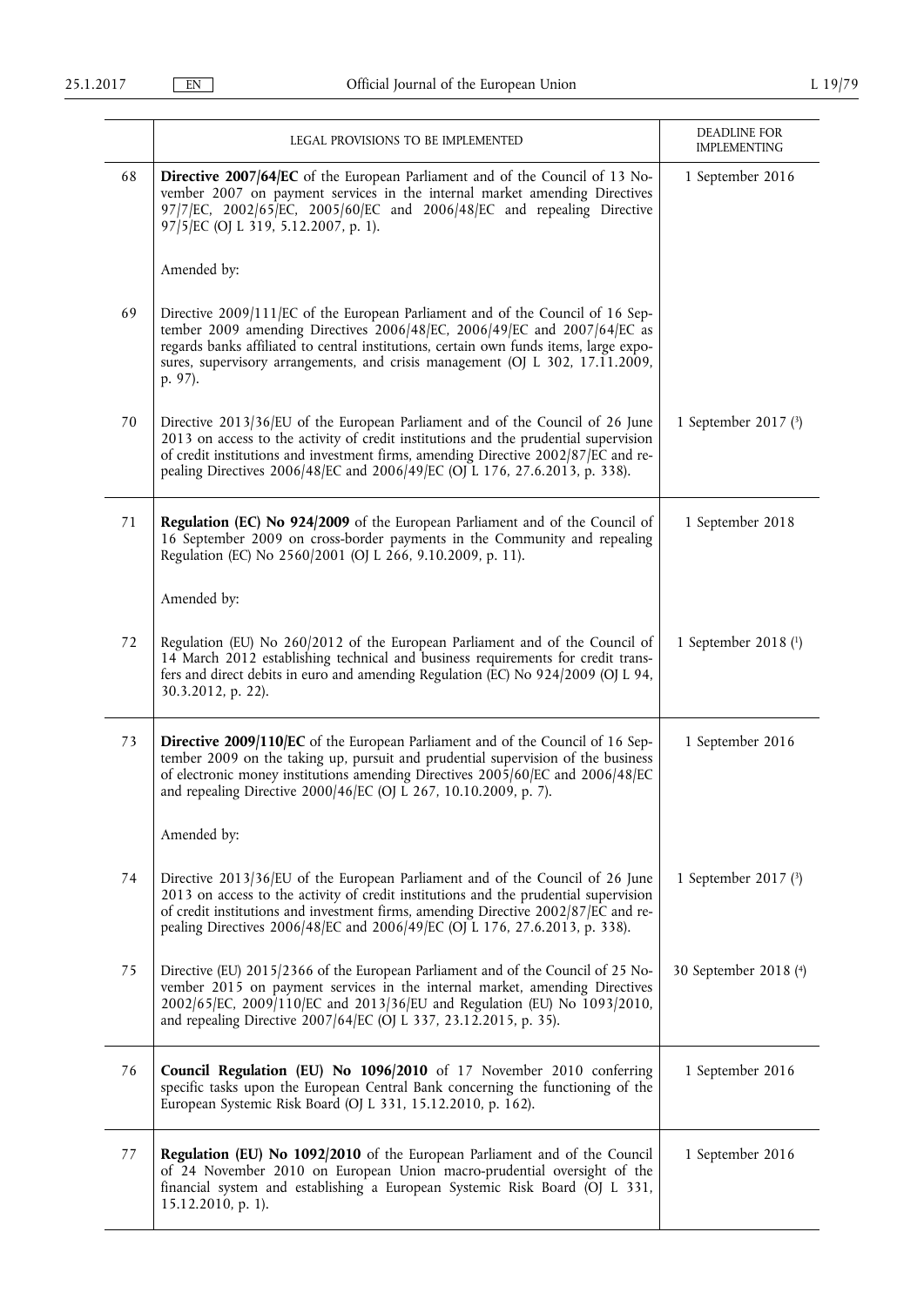| | LEGAL PROVISIONS TO BE IMPLEMENTED | DEADLINE FOR IMPLEMENTING |
|---|---|---|
| 68 | **Directive 2007/64/EC** of the European Parliament and of the Council of 13 November 2007 on payment services in the internal market amending Directives 97/7/EC, 2002/65/EC, 2005/60/EC and 2006/48/EC and repealing Directive 97/5/EC (OJ L 319, 5.12.2007, p. 1). | 1 September 2016 |
| | Amended by: | |
| 69 | Directive 2009/111/EC of the European Parliament and of the Council of 16 September 2009 amending Directives 2006/48/EC, 2006/49/EC and 2007/64/EC as regards banks affiliated to central institutions, certain own funds items, large exposures, supervisory arrangements, and crisis management (OJ L 302, 17.11.2009, p. 97). | |
| 70 | Directive 2013/36/EU of the European Parliament and of the Council of 26 June 2013 on access to the activity of credit institutions and the prudential supervision of credit institutions and investment firms, amending Directive 2002/87/EC and repealing Directives 2006/48/EC and 2006/49/EC (OJ L 176, 27.6.2013, p. 338). | 1 September 2017 (3) |
| 71 | **Regulation (EC) No 924/2009** of the European Parliament and of the Council of 16 September 2009 on cross-border payments in the Community and repealing Regulation (EC) No 2560/2001 (OJ L 266, 9.10.2009, p. 11). | 1 September 2018 |
| | Amended by: | |
| 72 | Regulation (EU) No 260/2012 of the European Parliament and of the Council of 14 March 2012 establishing technical and business requirements for credit transfers and direct debits in euro and amending Regulation (EC) No 924/2009 (OJ L 94, 30.3.2012, p. 22). | 1 September 2018 (1) |
| 73 | **Directive 2009/110/EC** of the European Parliament and of the Council of 16 September 2009 on the taking up, pursuit and prudential supervision of the business of electronic money institutions amending Directives 2005/60/EC and 2006/48/EC and repealing Directive 2000/46/EC (OJ L 267, 10.10.2009, p. 7). | 1 September 2016 |
| | Amended by: | |
| 74 | Directive 2013/36/EU of the European Parliament and of the Council of 26 June 2013 on access to the activity of credit institutions and the prudential supervision of credit institutions and investment firms, amending Directive 2002/87/EC and repealing Directives 2006/48/EC and 2006/49/EC (OJ L 176, 27.6.2013, p. 338). | 1 September 2017 (3) |
| 75 | Directive (EU) 2015/2366 of the European Parliament and of the Council of 25 November 2015 on payment services in the internal market, amending Directives 2002/65/EC, 2009/110/EC and 2013/36/EU and Regulation (EU) No 1093/2010, and repealing Directive 2007/64/EC (OJ L 337, 23.12.2015, p. 35). | 30 September 2018 (4) |
| 76 | **Council Regulation (EU) No 1096/2010** of 17 November 2010 conferring specific tasks upon the European Central Bank concerning the functioning of the European Systemic Risk Board (OJ L 331, 15.12.2010, p. 162). | 1 September 2016 |
| 77 | **Regulation (EU) No 1092/2010** of the European Parliament and of the Council of 24 November 2010 on European Union macro-prudential oversight of the financial system and establishing a European Systemic Risk Board (OJ L 331, 15.12.2010, p. 1). | 1 September 2016 |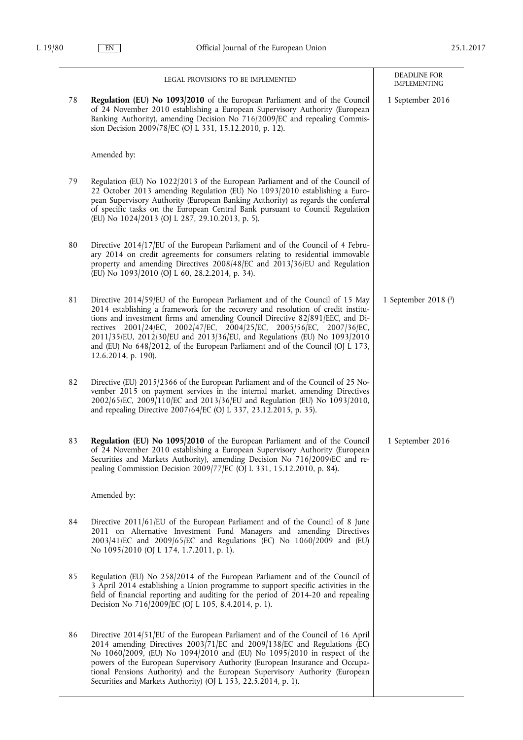| | LEGAL PROVISIONS TO BE IMPLEMENTED | DEADLINE FOR IMPLEMENTING |
|---|---|---|
| 78 | **Regulation (EU) No 1093/2010** of the European Parliament and of the Council of 24 November 2010 establishing a European Supervisory Authority (European Banking Authority), amending Decision No 716/2009/EC and repealing Commission Decision 2009/78/EC (OJ L 331, 15.12.2010, p. 12). | 1 September 2016 |
| | Amended by: | |
| 79 | Regulation (EU) No 1022/2013 of the European Parliament and of the Council of 22 October 2013 amending Regulation (EU) No 1093/2010 establishing a European Supervisory Authority (European Banking Authority) as regards the conferral of specific tasks on the European Central Bank pursuant to Council Regulation (EU) No 1024/2013 (OJ L 287, 29.10.2013, p. 5). | |
| 80 | Directive 2014/17/EU of the European Parliament and of the Council of 4 February 2014 on credit agreements for consumers relating to residential immovable property and amending Directives 2008/48/EC and 2013/36/EU and Regulation (EU) No 1093/2010 (OJ L 60, 28.2.2014, p. 34). | |
| 81 | Directive 2014/59/EU of the European Parliament and of the Council of 15 May 2014 establishing a framework for the recovery and resolution of credit institutions and investment firms and amending Council Directive 82/891/EEC, and Directives 2001/24/EC, 2002/47/EC, 2004/25/EC, 2005/56/EC, 2007/36/EC, 2011/35/EU, 2012/30/EU and 2013/36/EU, and Regulations (EU) No 1093/2010 and (EU) No 648/2012, of the European Parliament and of the Council (OJ L 173, 12.6.2014, p. 190). | 1 September 2018 [3] |
| 82 | Directive (EU) 2015/2366 of the European Parliament and of the Council of 25 November 2015 on payment services in the internal market, amending Directives 2002/65/EC, 2009/110/EC and 2013/36/EU and Regulation (EU) No 1093/2010, and repealing Directive 2007/64/EC (OJ L 337, 23.12.2015, p. 35). | |
| 83 | **Regulation (EU) No 1095/2010** of the European Parliament and of the Council of 24 November 2010 establishing a European Supervisory Authority (European Securities and Markets Authority), amending Decision No 716/2009/EC and repealing Commission Decision 2009/77/EC (OJ L 331, 15.12.2010, p. 84). | 1 September 2016 |
| | Amended by: | |
| 84 | Directive 2011/61/EU of the European Parliament and of the Council of 8 June 2011 on Alternative Investment Fund Managers and amending Directives 2003/41/EC and 2009/65/EC and Regulations (EC) No 1060/2009 and (EU) No 1095/2010 (OJ L 174, 1.7.2011, p. 1). | |
| 85 | Regulation (EU) No 258/2014 of the European Parliament and of the Council of 3 April 2014 establishing a Union programme to support specific activities in the field of financial reporting and auditing for the period of 2014-20 and repealing Decision No 716/2009/EC (OJ L 105, 8.4.2014, p. 1). | |
| 86 | Directive 2014/51/EU of the European Parliament and of the Council of 16 April 2014 amending Directives 2003/71/EC and 2009/138/EC and Regulations (EC) No 1060/2009, (EU) No 1094/2010 and (EU) No 1095/2010 in respect of the powers of the European Supervisory Authority (European Insurance and Occupational Pensions Authority) and the European Supervisory Authority (European Securities and Markets Authority) (OJ L 153, 22.5.2014, p. 1). | |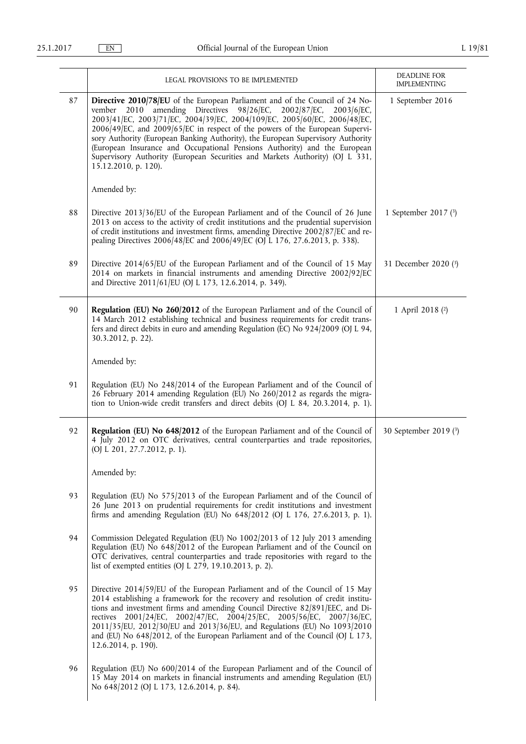| | LEGAL PROVISIONS TO BE IMPLEMENTED | DEADLINE FOR IMPLEMENTING |
|---|---|---|
| 87 | **Directive 2010/78/EU** of the European Parliament and of the Council of 24 November 2010 amending Directives 98/26/EC, 2002/87/EC, 2003/6/EC, 2003/41/EC, 2003/71/EC, 2004/39/EC, 2004/109/EC, 2005/60/EC, 2006/48/EC, 2006/49/EC, and 2009/65/EC in respect of the powers of the European Supervisory Authority (European Banking Authority), the European Supervisory Authority (European Insurance and Occupational Pensions Authority) and the European Supervisory Authority (European Securities and Markets Authority) (OJ L 331, 15.12.2010, p. 120).<br><br>Amended by: | 1 September 2016 |
| 88 | Directive 2013/36/EU of the European Parliament and of the Council of 26 June 2013 on access to the activity of credit institutions and the prudential supervision of credit institutions and investment firms, amending Directive 2002/87/EC and repealing Directives 2006/48/EC and 2006/49/EC (OJ L 176, 27.6.2013, p. 338). | 1 September 2017 (3) |
| 89 | Directive 2014/65/EU of the European Parliament and of the Council of 15 May 2014 on markets in financial instruments and amending Directive 2002/92/EC and Directive 2011/61/EU (OJ L 173, 12.6.2014, p. 349). | 31 December 2020 (3) |
| 90 | **Regulation (EU) No 260/2012** of the European Parliament and of the Council of 14 March 2012 establishing technical and business requirements for credit transfers and direct debits in euro and amending Regulation (EC) No 924/2009 (OJ L 94, 30.3.2012, p. 22).<br><br>Amended by: | 1 April 2018 (2) |
| 91 | Regulation (EU) No 248/2014 of the European Parliament and of the Council of 26 February 2014 amending Regulation (EU) No 260/2012 as regards the migration to Union-wide credit transfers and direct debits (OJ L 84, 20.3.2014, p. 1). | |
| 92 | **Regulation (EU) No 648/2012** of the European Parliament and of the Council of 4 July 2012 on OTC derivatives, central counterparties and trade repositories, (OJ L 201, 27.7.2012, p. 1).<br><br>Amended by: | 30 September 2019 (3) |
| 93 | Regulation (EU) No 575/2013 of the European Parliament and of the Council of 26 June 2013 on prudential requirements for credit institutions and investment firms and amending Regulation (EU) No 648/2012 (OJ L 176, 27.6.2013, p. 1). | |
| 94 | Commission Delegated Regulation (EU) No 1002/2013 of 12 July 2013 amending Regulation (EU) No 648/2012 of the European Parliament and of the Council on OTC derivatives, central counterparties and trade repositories with regard to the list of exempted entities (OJ L 279, 19.10.2013, p. 2). | |
| 95 | Directive 2014/59/EU of the European Parliament and of the Council of 15 May 2014 establishing a framework for the recovery and resolution of credit institutions and investment firms and amending Council Directive 82/891/EEC, and Directives 2001/24/EC, 2002/47/EC, 2004/25/EC, 2005/56/EC, 2007/36/EC, 2011/35/EU, 2012/30/EU and 2013/36/EU, and Regulations (EU) No 1093/2010 and (EU) No 648/2012, of the European Parliament and of the Council (OJ L 173, 12.6.2014, p. 190). | |
| 96 | Regulation (EU) No 600/2014 of the European Parliament and of the Council of 15 May 2014 on markets in financial instruments and amending Regulation (EU) No 648/2012 (OJ L 173, 12.6.2014, p. 84). | |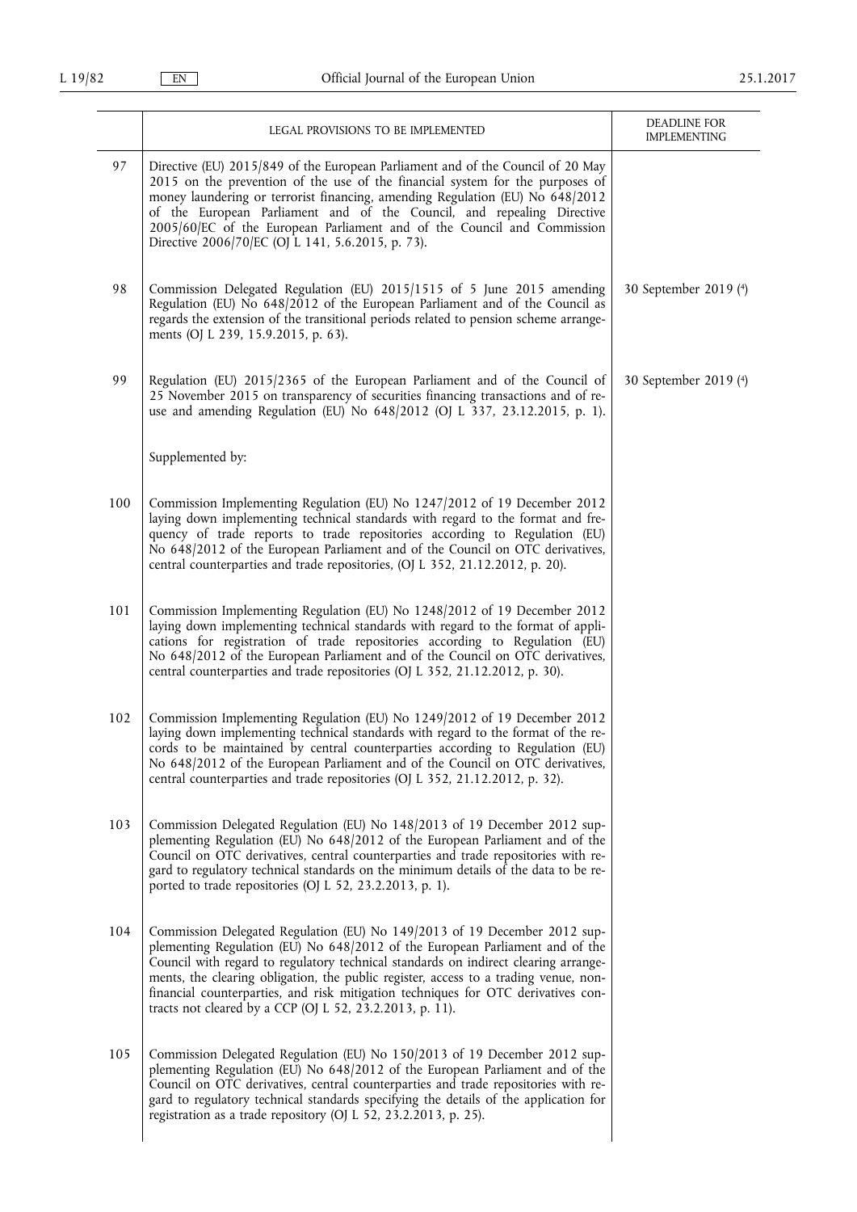| | LEGAL PROVISIONS TO BE IMPLEMENTED | DEADLINE FOR IMPLEMENTING |
|---|---|---|
| 97 | Directive (EU) 2015/849 of the European Parliament and of the Council of 20 May 2015 on the prevention of the use of the financial system for the purposes of money laundering or terrorist financing, amending Regulation (EU) No 648/2012 of the European Parliament and of the Council, and repealing Directive 2005/60/EC of the European Parliament and of the Council and Commission Directive 2006/70/EC (OJ L 141, 5.6.2015, p. 73). | |
| 98 | Commission Delegated Regulation (EU) 2015/1515 of 5 June 2015 amending Regulation (EU) No 648/2012 of the European Parliament and of the Council as regards the extension of the transitional periods related to pension scheme arrangements (OJ L 239, 15.9.2015, p. 63). | 30 September 2019 [4] |
| 99 | Regulation (EU) 2015/2365 of the European Parliament and of the Council of 25 November 2015 on transparency of securities financing transactions and of reuse and amending Regulation (EU) No 648/2012 (OJ L 337, 23.12.2015, p. 1). | 30 September 2019 [4] |
| | Supplemented by: | |
| 100 | Commission Implementing Regulation (EU) No 1247/2012 of 19 December 2012 laying down implementing technical standards with regard to the format and frequency of trade reports to trade repositories according to Regulation (EU) No 648/2012 of the European Parliament and of the Council on OTC derivatives, central counterparties and trade repositories, (OJ L 352, 21.12.2012, p. 20). | |
| 101 | Commission Implementing Regulation (EU) No 1248/2012 of 19 December 2012 laying down implementing technical standards with regard to the format of applications for registration of trade repositories according to Regulation (EU) No 648/2012 of the European Parliament and of the Council on OTC derivatives, central counterparties and trade repositories (OJ L 352, 21.12.2012, p. 30). | |
| 102 | Commission Implementing Regulation (EU) No 1249/2012 of 19 December 2012 laying down implementing technical standards with regard to the format of the records to be maintained by central counterparties according to Regulation (EU) No 648/2012 of the European Parliament and of the Council on OTC derivatives, central counterparties and trade repositories (OJ L 352, 21.12.2012, p. 32). | |
| 103 | Commission Delegated Regulation (EU) No 148/2013 of 19 December 2012 supplementing Regulation (EU) No 648/2012 of the European Parliament and of the Council on OTC derivatives, central counterparties and trade repositories with regard to regulatory technical standards on the minimum details of the data to be reported to trade repositories (OJ L 52, 23.2.2013, p. 1). | |
| 104 | Commission Delegated Regulation (EU) No 149/2013 of 19 December 2012 supplementing Regulation (EU) No 648/2012 of the European Parliament and of the Council with regard to regulatory technical standards on indirect clearing arrangements, the clearing obligation, the public register, access to a trading venue, non-financial counterparties, and risk mitigation techniques for OTC derivatives contracts not cleared by a CCP (OJ L 52, 23.2.2013, p. 11). | |
| 105 | Commission Delegated Regulation (EU) No 150/2013 of 19 December 2012 supplementing Regulation (EU) No 648/2012 of the European Parliament and of the Council on OTC derivatives, central counterparties and trade repositories with regard to regulatory technical standards specifying the details of the application for registration as a trade repository (OJ L 52, 23.2.2013, p. 25). | |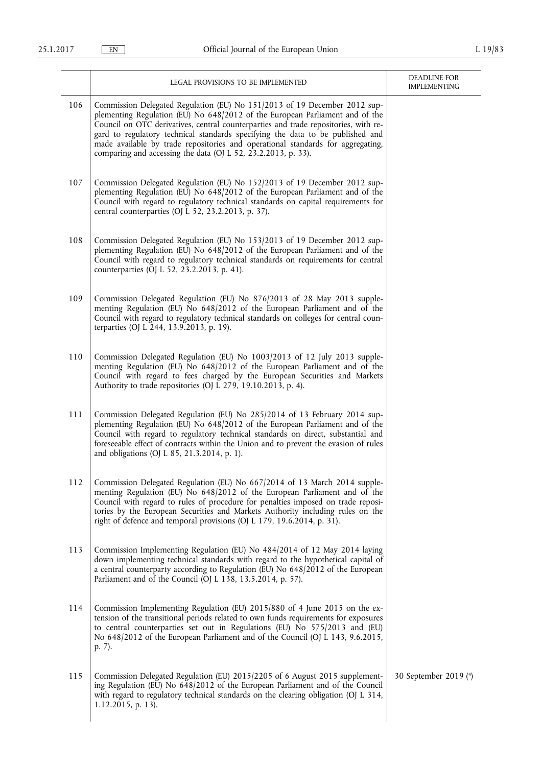| | LEGAL PROVISIONS TO BE IMPLEMENTED | DEADLINE FOR IMPLEMENTING |
|---|---|---|
| 106 | Commission Delegated Regulation (EU) No 151/2013 of 19 December 2012 supplementing Regulation (EU) No 648/2012 of the European Parliament and of the Council on OTC derivatives, central counterparties and trade repositories, with regard to regulatory technical standards specifying the data to be published and made available by trade repositories and operational standards for aggregating, comparing and accessing the data (OJ L 52, 23.2.2013, p. 33). | |
| 107 | Commission Delegated Regulation (EU) No 152/2013 of 19 December 2012 supplementing Regulation (EU) No 648/2012 of the European Parliament and of the Council with regard to regulatory technical standards on capital requirements for central counterparties (OJ L 52, 23.2.2013, p. 37). | |
| 108 | Commission Delegated Regulation (EU) No 153/2013 of 19 December 2012 supplementing Regulation (EU) No 648/2012 of the European Parliament and of the Council with regard to regulatory technical standards on requirements for central counterparties (OJ L 52, 23.2.2013, p. 41). | |
| 109 | Commission Delegated Regulation (EU) No 876/2013 of 28 May 2013 supplementing Regulation (EU) No 648/2012 of the European Parliament and of the Council with regard to regulatory technical standards on colleges for central counterparties (OJ L 244, 13.9.2013, p. 19). | |
| 110 | Commission Delegated Regulation (EU) No 1003/2013 of 12 July 2013 supplementing Regulation (EU) No 648/2012 of the European Parliament and of the Council with regard to fees charged by the European Securities and Markets Authority to trade repositories (OJ L 279, 19.10.2013, p. 4). | |
| 111 | Commission Delegated Regulation (EU) No 285/2014 of 13 February 2014 supplementing Regulation (EU) No 648/2012 of the European Parliament and of the Council with regard to regulatory technical standards on direct, substantial and foreseeable effect of contracts within the Union and to prevent the evasion of rules and obligations (OJ L 85, 21.3.2014, p. 1). | |
| 112 | Commission Delegated Regulation (EU) No 667/2014 of 13 March 2014 supplementing Regulation (EU) No 648/2012 of the European Parliament and of the Council with regard to rules of procedure for penalties imposed on trade repositories by the European Securities and Markets Authority including rules on the right of defence and temporal provisions (OJ L 179, 19.6.2014, p. 31). | |
| 113 | Commission Implementing Regulation (EU) No 484/2014 of 12 May 2014 laying down implementing technical standards with regard to the hypothetical capital of a central counterparty according to Regulation (EU) No 648/2012 of the European Parliament and of the Council (OJ L 138, 13.5.2014, p. 57). | |
| 114 | Commission Implementing Regulation (EU) 2015/880 of 4 June 2015 on the extension of the transitional periods related to own funds requirements for exposures to central counterparties set out in Regulations (EU) No 575/2013 and (EU) No 648/2012 of the European Parliament and of the Council (OJ L 143, 9.6.2015, p. 7). | |
| 115 | Commission Delegated Regulation (EU) 2015/2205 of 6 August 2015 supplementing Regulation (EU) No 648/2012 of the European Parliament and of the Council with regard to regulatory technical standards on the clearing obligation (OJ L 314, 1.12.2015, p. 13). | 30 September 2019 [4] |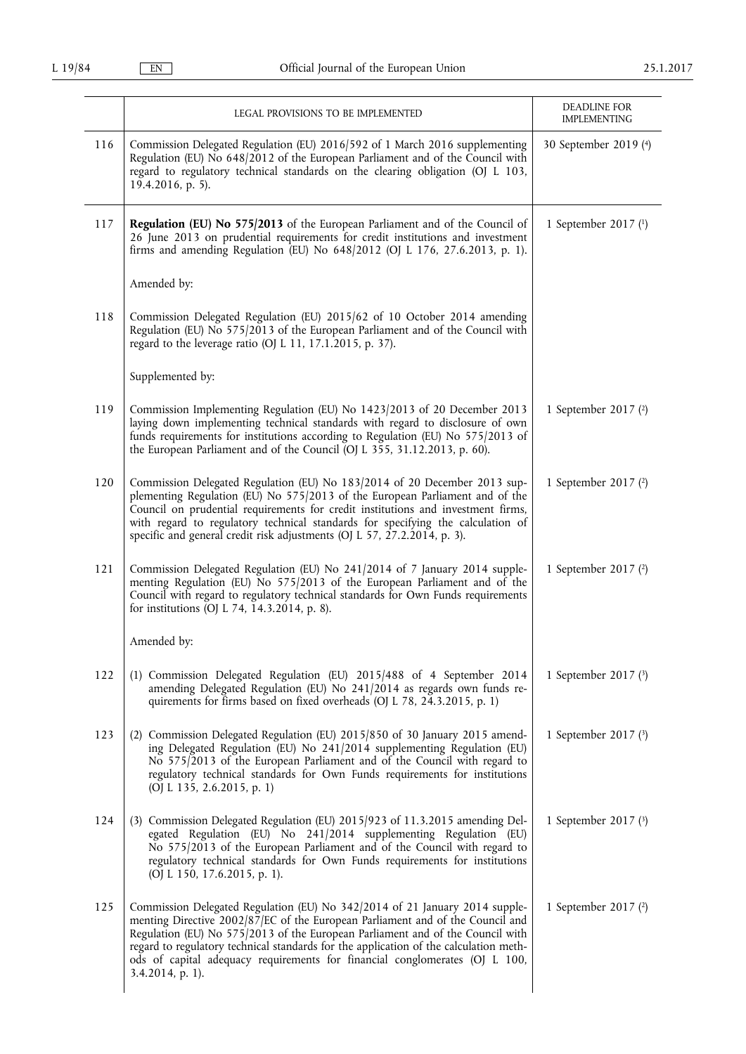| | LEGAL PROVISIONS TO BE IMPLEMENTED | DEADLINE FOR IMPLEMENTING |
|---|---|---|
| 116 | Commission Delegated Regulation (EU) 2016/592 of 1 March 2016 supplementing Regulation (EU) No 648/2012 of the European Parliament and of the Council with regard to regulatory technical standards on the clearing obligation (OJ L 103, 19.4.2016, p. 5). | 30 September 2019 [4] |
| 117 | **Regulation (EU) No 575/2013** of the European Parliament and of the Council of 26 June 2013 on prudential requirements for credit institutions and investment firms and amending Regulation (EU) No 648/2012 (OJ L 176, 27.6.2013, p. 1). | 1 September 2017 [1] |
| | Amended by: | |
| 118 | Commission Delegated Regulation (EU) 2015/62 of 10 October 2014 amending Regulation (EU) No 575/2013 of the European Parliament and of the Council with regard to the leverage ratio (OJ L 11, 17.1.2015, p. 37). | |
| | Supplemented by: | |
| 119 | Commission Implementing Regulation (EU) No 1423/2013 of 20 December 2013 laying down implementing technical standards with regard to disclosure of own funds requirements for institutions according to Regulation (EU) No 575/2013 of the European Parliament and of the Council (OJ L 355, 31.12.2013, p. 60). | 1 September 2017 [2] |
| 120 | Commission Delegated Regulation (EU) No 183/2014 of 20 December 2013 supplementing Regulation (EU) No 575/2013 of the European Parliament and of the Council on prudential requirements for credit institutions and investment firms, with regard to regulatory technical standards for specifying the calculation of specific and general credit risk adjustments (OJ L 57, 27.2.2014, p. 3). | 1 September 2017 [2] |
| 121 | Commission Delegated Regulation (EU) No 241/2014 of 7 January 2014 supplementing Regulation (EU) No 575/2013 of the European Parliament and of the Council with regard to regulatory technical standards for Own Funds requirements for institutions (OJ L 74, 14.3.2014, p. 8). | 1 September 2017 [2] |
| | Amended by: | |
| 122 | (1) Commission Delegated Regulation (EU) 2015/488 of 4 September 2014 amending Delegated Regulation (EU) No 241/2014 as regards own funds requirements for firms based on fixed overheads (OJ L 78, 24.3.2015, p. 1) | 1 September 2017 [3] |
| 123 | (2) Commission Delegated Regulation (EU) 2015/850 of 30 January 2015 amending Delegated Regulation (EU) No 241/2014 supplementing Regulation (EU) No 575/2013 of the European Parliament and of the Council with regard to regulatory technical standards for Own Funds requirements for institutions (OJ L 135, 2.6.2015, p. 1) | 1 September 2017 [3] |
| 124 | (3) Commission Delegated Regulation (EU) 2015/923 of 11.3.2015 amending Delegated Regulation (EU) No 241/2014 supplementing Regulation (EU) No 575/2013 of the European Parliament and of the Council with regard to regulatory technical standards for Own Funds requirements for institutions (OJ L 150, 17.6.2015, p. 1). | 1 September 2017 [3] |
| 125 | Commission Delegated Regulation (EU) No 342/2014 of 21 January 2014 supplementing Directive 2002/87/EC of the European Parliament and of the Council and Regulation (EU) No 575/2013 of the European Parliament and of the Council with regard to regulatory technical standards for the application of the calculation methods of capital adequacy requirements for financial conglomerates (OJ L 100, 3.4.2014, p. 1). | 1 September 2017 [2] |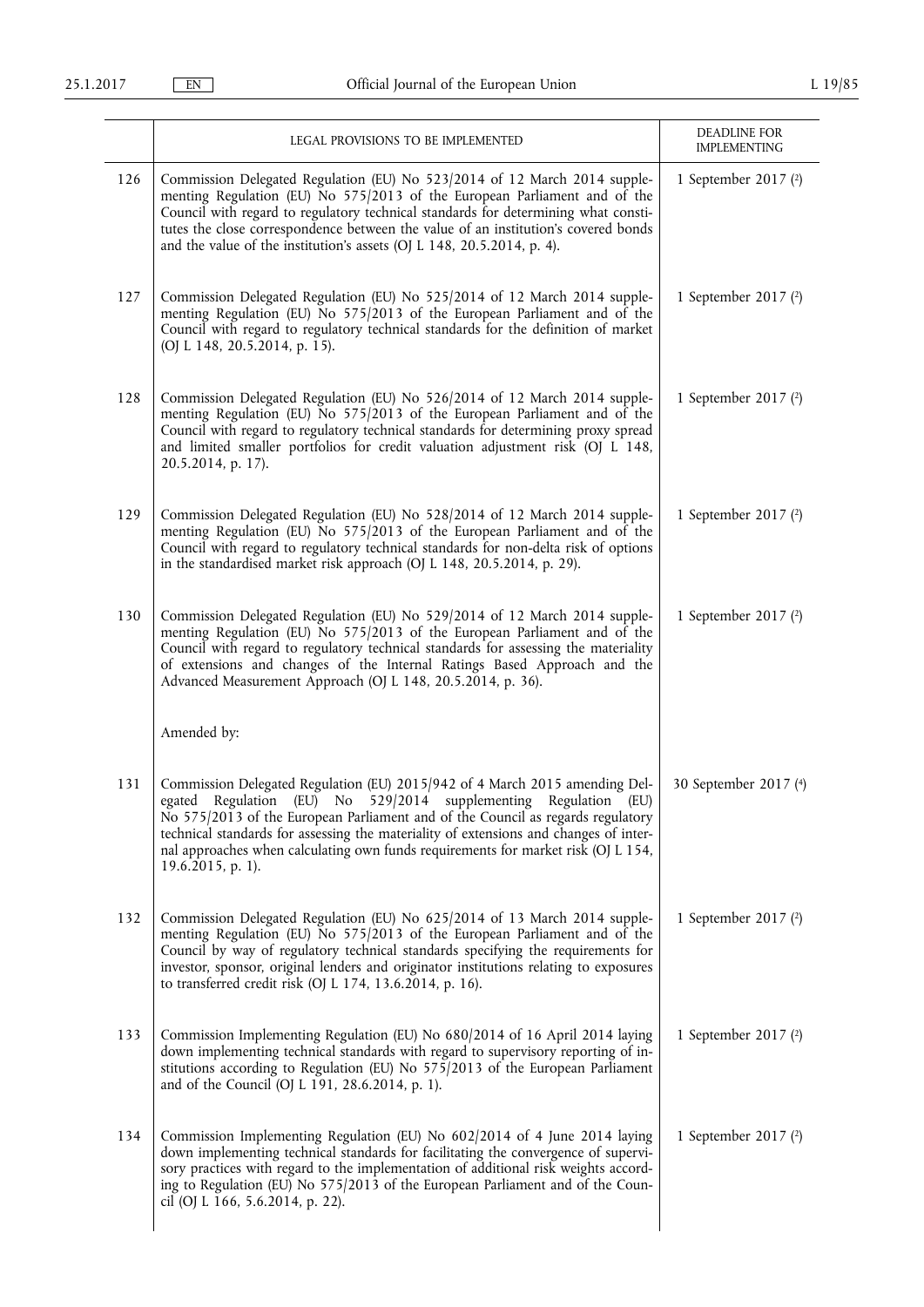| | LEGAL PROVISIONS TO BE IMPLEMENTED | DEADLINE FOR IMPLEMENTING |
|---|---|---|
| 126 | Commission Delegated Regulation (EU) No 523/2014 of 12 March 2014 supplementing Regulation (EU) No 575/2013 of the European Parliament and of the Council with regard to regulatory technical standards for determining what constitutes the close correspondence between the value of an institution's covered bonds and the value of the institution's assets (OJ L 148, 20.5.2014, p. 4). | 1 September 2017 ([2]) |
| 127 | Commission Delegated Regulation (EU) No 525/2014 of 12 March 2014 supplementing Regulation (EU) No 575/2013 of the European Parliament and of the Council with regard to regulatory technical standards for the definition of market (OJ L 148, 20.5.2014, p. 15). | 1 September 2017 ([2]) |
| 128 | Commission Delegated Regulation (EU) No 526/2014 of 12 March 2014 supplementing Regulation (EU) No 575/2013 of the European Parliament and of the Council with regard to regulatory technical standards for determining proxy spread and limited smaller portfolios for credit valuation adjustment risk (OJ L 148, 20.5.2014, p. 17). | 1 September 2017 ([2]) |
| 129 | Commission Delegated Regulation (EU) No 528/2014 of 12 March 2014 supplementing Regulation (EU) No 575/2013 of the European Parliament and of the Council with regard to regulatory technical standards for non-delta risk of options in the standardised market risk approach (OJ L 148, 20.5.2014, p. 29). | 1 September 2017 ([2]) |
| 130 | Commission Delegated Regulation (EU) No 529/2014 of 12 March 2014 supplementing Regulation (EU) No 575/2013 of the European Parliament and of the Council with regard to regulatory technical standards for assessing the materiality of extensions and changes of the Internal Ratings Based Approach and the Advanced Measurement Approach (OJ L 148, 20.5.2014, p. 36). | 1 September 2017 ([2]) |
| | Amended by: | |
| 131 | Commission Delegated Regulation (EU) 2015/942 of 4 March 2015 amending Delegated Regulation (EU) No 529/2014 supplementing Regulation (EU) No 575/2013 of the European Parliament and of the Council as regards regulatory technical standards for assessing the materiality of extensions and changes of internal approaches when calculating own funds requirements for market risk (OJ L 154, 19.6.2015, p. 1). | 30 September 2017 ([4]) |
| 132 | Commission Delegated Regulation (EU) No 625/2014 of 13 March 2014 supplementing Regulation (EU) No 575/2013 of the European Parliament and of the Council by way of regulatory technical standards specifying the requirements for investor, sponsor, original lenders and originator institutions relating to exposures to transferred credit risk (OJ L 174, 13.6.2014, p. 16). | 1 September 2017 ([2]) |
| 133 | Commission Implementing Regulation (EU) No 680/2014 of 16 April 2014 laying down implementing technical standards with regard to supervisory reporting of institutions according to Regulation (EU) No 575/2013 of the European Parliament and of the Council (OJ L 191, 28.6.2014, p. 1). | 1 September 2017 ([2]) |
| 134 | Commission Implementing Regulation (EU) No 602/2014 of 4 June 2014 laying down implementing technical standards for facilitating the convergence of supervisory practices with regard to the implementation of additional risk weights according to Regulation (EU) No 575/2013 of the European Parliament and of the Council (OJ L 166, 5.6.2014, p. 22). | 1 September 2017 ([2]) |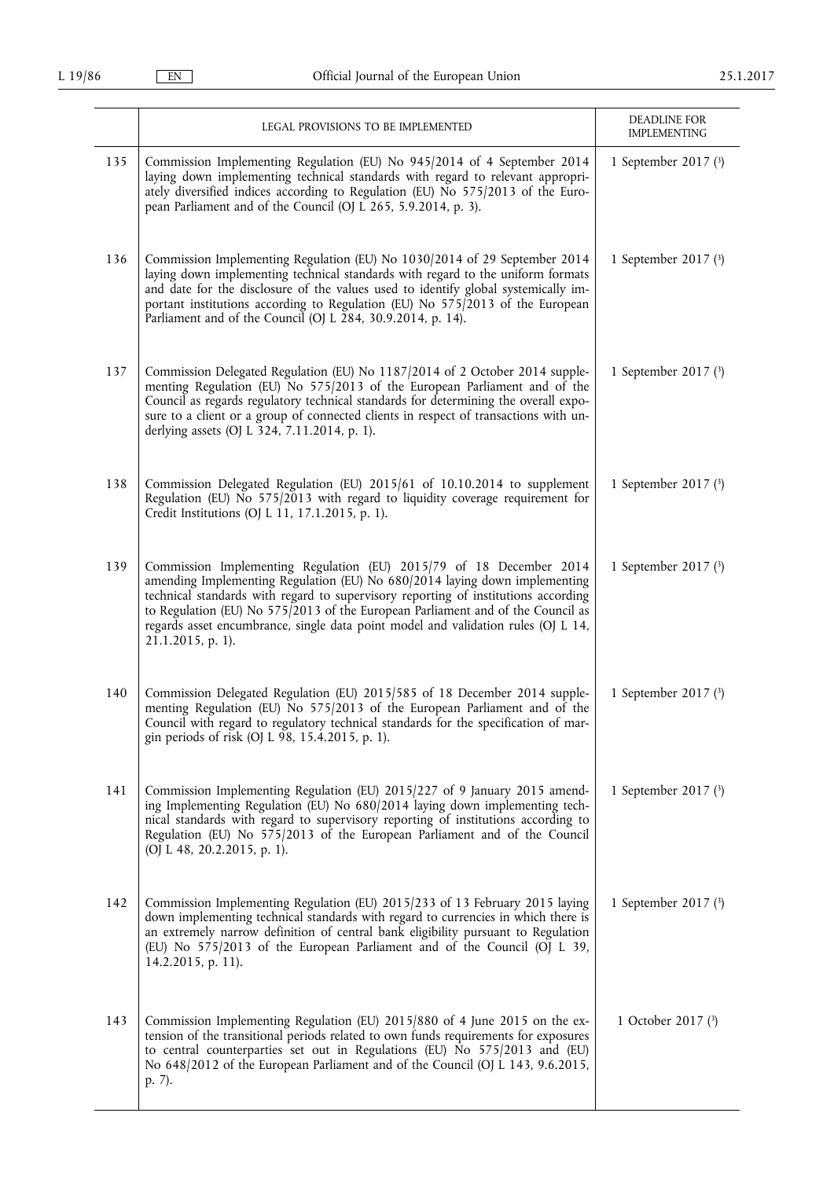| | LEGAL PROVISIONS TO BE IMPLEMENTED | DEADLINE FOR IMPLEMENTING |
|---|---|---|
| 135 | Commission Implementing Regulation (EU) No 945/2014 of 4 September 2014 laying down implementing technical standards with regard to relevant appropriately diversified indices according to Regulation (EU) No 575/2013 of the European Parliament and of the Council (OJ L 265, 5.9.2014, p. 3). | 1 September 2017 [3] |
| 136 | Commission Implementing Regulation (EU) No 1030/2014 of 29 September 2014 laying down implementing technical standards with regard to the uniform formats and date for the disclosure of the values used to identify global systemically important institutions according to Regulation (EU) No 575/2013 of the European Parliament and of the Council (OJ L 284, 30.9.2014, p. 14). | 1 September 2017 [3] |
| 137 | Commission Delegated Regulation (EU) No 1187/2014 of 2 October 2014 supplementing Regulation (EU) No 575/2013 of the European Parliament and of the Council as regards regulatory technical standards for determining the overall exposure to a client or a group of connected clients in respect of transactions with underlying assets (OJ L 324, 7.11.2014, p. 1). | 1 September 2017 [3] |
| 138 | Commission Delegated Regulation (EU) 2015/61 of 10.10.2014 to supplement Regulation (EU) No 575/2013 with regard to liquidity coverage requirement for Credit Institutions (OJ L 11, 17.1.2015, p. 1). | 1 September 2017 [3] |
| 139 | Commission Implementing Regulation (EU) 2015/79 of 18 December 2014 amending Implementing Regulation (EU) No 680/2014 laying down implementing technical standards with regard to supervisory reporting of institutions according to Regulation (EU) No 575/2013 of the European Parliament and of the Council as regards asset encumbrance, single data point model and validation rules (OJ L 14, 21.1.2015, p. 1). | 1 September 2017 [3] |
| 140 | Commission Delegated Regulation (EU) 2015/585 of 18 December 2014 supplementing Regulation (EU) No 575/2013 of the European Parliament and of the Council with regard to regulatory technical standards for the specification of margin periods of risk (OJ L 98, 15.4.2015, p. 1). | 1 September 2017 [3] |
| 141 | Commission Implementing Regulation (EU) 2015/227 of 9 January 2015 amending Implementing Regulation (EU) No 680/2014 laying down implementing technical standards with regard to supervisory reporting of institutions according to Regulation (EU) No 575/2013 of the European Parliament and of the Council (OJ L 48, 20.2.2015, p. 1). | 1 September 2017 [3] |
| 142 | Commission Implementing Regulation (EU) 2015/233 of 13 February 2015 laying down implementing technical standards with regard to currencies in which there is an extremely narrow definition of central bank eligibility pursuant to Regulation (EU) No 575/2013 of the European Parliament and of the Council (OJ L 39, 14.2.2015, p. 11). | 1 September 2017 [3] |
| 143 | Commission Implementing Regulation (EU) 2015/880 of 4 June 2015 on the extension of the transitional periods related to own funds requirements for exposures to central counterparties set out in Regulations (EU) No 575/2013 and (EU) No 648/2012 of the European Parliament and of the Council (OJ L 143, 9.6.2015, p. 7). | 1 October 2017 [3] |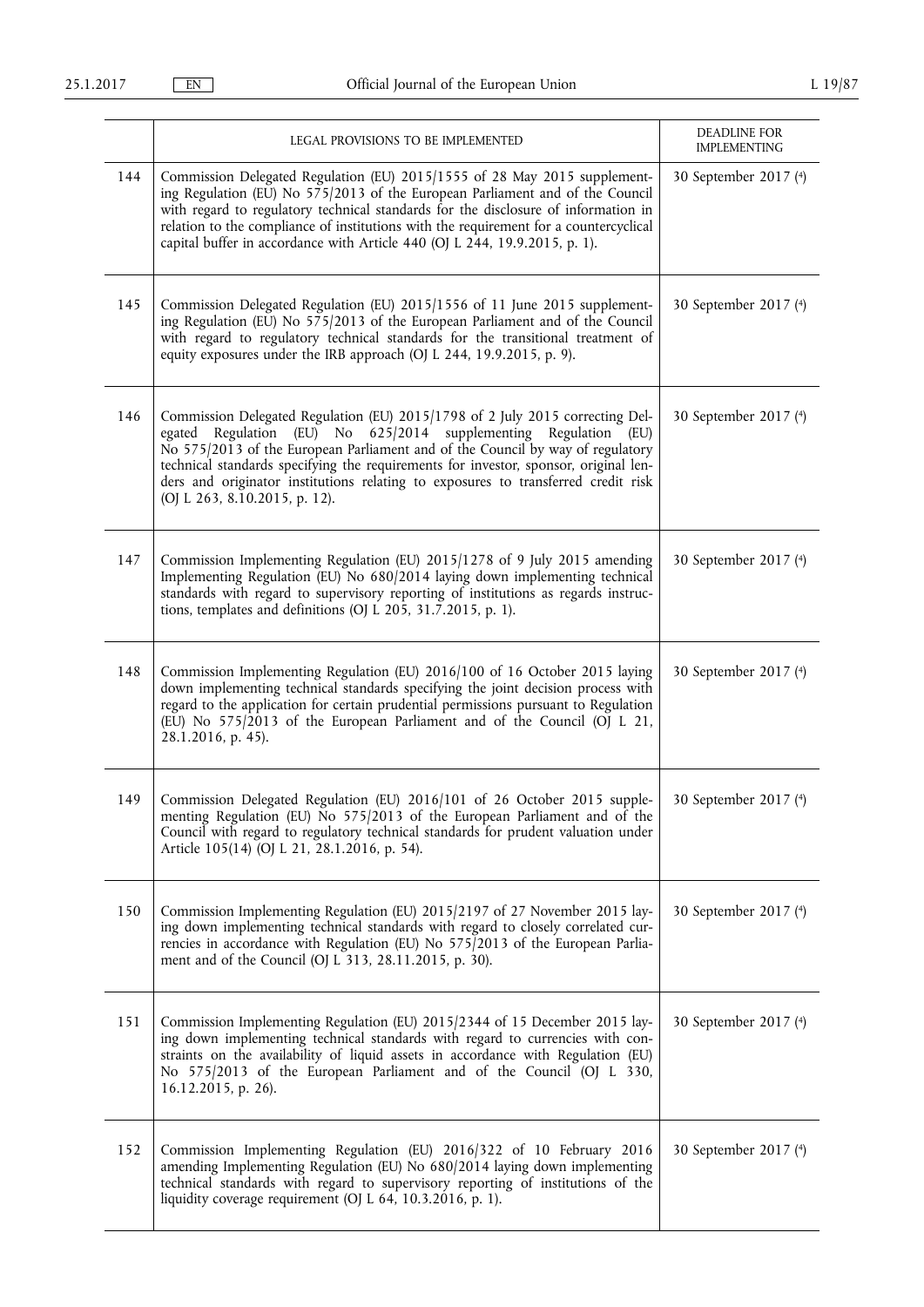| | LEGAL PROVISIONS TO BE IMPLEMENTED | DEADLINE FOR IMPLEMENTING |
|---|---|---|
| 144 | Commission Delegated Regulation (EU) 2015/1555 of 28 May 2015 supplementing Regulation (EU) No 575/2013 of the European Parliament and of the Council with regard to regulatory technical standards for the disclosure of information in relation to the compliance of institutions with the requirement for a countercyclical capital buffer in accordance with Article 440 (OJ L 244, 19.9.2015, p. 1). | 30 September 2017 ([4]) |
| 145 | Commission Delegated Regulation (EU) 2015/1556 of 11 June 2015 supplementing Regulation (EU) No 575/2013 of the European Parliament and of the Council with regard to regulatory technical standards for the transitional treatment of equity exposures under the IRB approach (OJ L 244, 19.9.2015, p. 9). | 30 September 2017 ([4]) |
| 146 | Commission Delegated Regulation (EU) 2015/1798 of 2 July 2015 correcting Delegated Regulation (EU) No 625/2014 supplementing Regulation (EU) No 575/2013 of the European Parliament and of the Council by way of regulatory technical standards specifying the requirements for investor, sponsor, original lenders and originator institutions relating to exposures to transferred credit risk (OJ L 263, 8.10.2015, p. 12). | 30 September 2017 ([4]) |
| 147 | Commission Implementing Regulation (EU) 2015/1278 of 9 July 2015 amending Implementing Regulation (EU) No 680/2014 laying down implementing technical standards with regard to supervisory reporting of institutions as regards instructions, templates and definitions (OJ L 205, 31.7.2015, p. 1). | 30 September 2017 ([4]) |
| 148 | Commission Implementing Regulation (EU) 2016/100 of 16 October 2015 laying down implementing technical standards specifying the joint decision process with regard to the application for certain prudential permissions pursuant to Regulation (EU) No 575/2013 of the European Parliament and of the Council (OJ L 21, 28.1.2016, p. 45). | 30 September 2017 ([4]) |
| 149 | Commission Delegated Regulation (EU) 2016/101 of 26 October 2015 supplementing Regulation (EU) No 575/2013 of the European Parliament and of the Council with regard to regulatory technical standards for prudent valuation under Article 105(14) (OJ L 21, 28.1.2016, p. 54). | 30 September 2017 ([4]) |
| 150 | Commission Implementing Regulation (EU) 2015/2197 of 27 November 2015 laying down implementing technical standards with regard to closely correlated currencies in accordance with Regulation (EU) No 575/2013 of the European Parliament and of the Council (OJ L 313, 28.11.2015, p. 30). | 30 September 2017 ([4]) |
| 151 | Commission Implementing Regulation (EU) 2015/2344 of 15 December 2015 laying down implementing technical standards with regard to currencies with constraints on the availability of liquid assets in accordance with Regulation (EU) No 575/2013 of the European Parliament and of the Council (OJ L 330, 16.12.2015, p. 26). | 30 September 2017 ([4]) |
| 152 | Commission Implementing Regulation (EU) 2016/322 of 10 February 2016 amending Implementing Regulation (EU) No 680/2014 laying down implementing technical standards with regard to supervisory reporting of institutions of the liquidity coverage requirement (OJ L 64, 10.3.2016, p. 1). | 30 September 2017 ([4]) |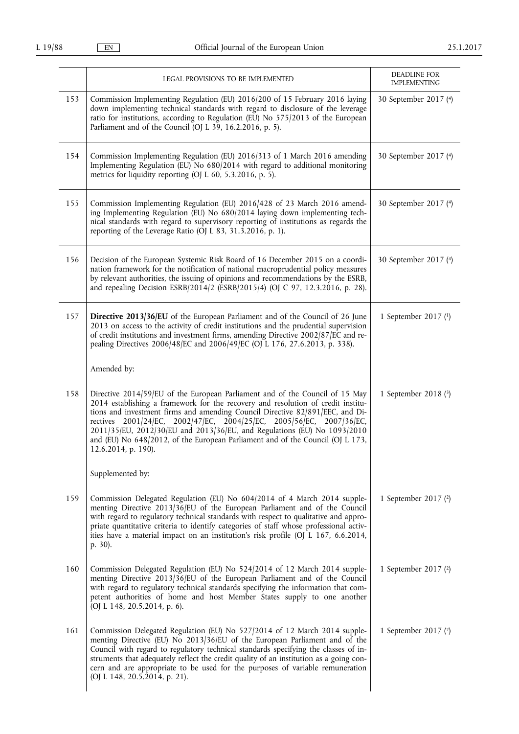| | LEGAL PROVISIONS TO BE IMPLEMENTED | DEADLINE FOR IMPLEMENTING |
|---|---|---|
| 153 | Commission Implementing Regulation (EU) 2016/200 of 15 February 2016 laying down implementing technical standards with regard to disclosure of the leverage ratio for institutions, according to Regulation (EU) No 575/2013 of the European Parliament and of the Council (OJ L 39, 16.2.2016, p. 5). | 30 September 2017 [4] |
| 154 | Commission Implementing Regulation (EU) 2016/313 of 1 March 2016 amending Implementing Regulation (EU) No 680/2014 with regard to additional monitoring metrics for liquidity reporting (OJ L 60, 5.3.2016, p. 5). | 30 September 2017 [4] |
| 155 | Commission Implementing Regulation (EU) 2016/428 of 23 March 2016 amending Implementing Regulation (EU) No 680/2014 laying down implementing technical standards with regard to supervisory reporting of institutions as regards the reporting of the Leverage Ratio (OJ L 83, 31.3.2016, p. 1). | 30 September 2017 [4] |
| 156 | Decision of the European Systemic Risk Board of 16 December 2015 on a coordination framework for the notification of national macroprudential policy measures by relevant authorities, the issuing of opinions and recommendations by the ESRB, and repealing Decision ESRB/2014/2 (ESRB/2015/4) (OJ C 97, 12.3.2016, p. 28). | 30 September 2017 [4] |
| 157 | **Directive 2013/36/EU** of the European Parliament and of the Council of 26 June 2013 on access to the activity of credit institutions and the prudential supervision of credit institutions and investment firms, amending Directive 2002/87/EC and repealing Directives 2006/48/EC and 2006/49/EC (OJ L 176, 27.6.2013, p. 338). | 1 September 2017 [1] |
| | Amended by: | |
| 158 | Directive 2014/59/EU of the European Parliament and of the Council of 15 May 2014 establishing a framework for the recovery and resolution of credit institutions and investment firms and amending Council Directive 82/891/EEC, and Directives 2001/24/EC, 2002/47/EC, 2004/25/EC, 2005/56/EC, 2007/36/EC, 2011/35/EU, 2012/30/EU and 2013/36/EU, and Regulations (EU) No 1093/2010 and (EU) No 648/2012, of the European Parliament and of the Council (OJ L 173, 12.6.2014, p. 190). | 1 September 2018 [3] |
| | Supplemented by: | |
| 159 | Commission Delegated Regulation (EU) No 604/2014 of 4 March 2014 supplementing Directive 2013/36/EU of the European Parliament and of the Council with regard to regulatory technical standards with respect to qualitative and appropriate quantitative criteria to identify categories of staff whose professional activities have a material impact on an institution's risk profile (OJ L 167, 6.6.2014, p. 30). | 1 September 2017 [2] |
| 160 | Commission Delegated Regulation (EU) No 524/2014 of 12 March 2014 supplementing Directive 2013/36/EU of the European Parliament and of the Council with regard to regulatory technical standards specifying the information that competent authorities of home and host Member States supply to one another (OJ L 148, 20.5.2014, p. 6). | 1 September 2017 [2] |
| 161 | Commission Delegated Regulation (EU) No 527/2014 of 12 March 2014 supplementing Directive (EU) No 2013/36/EU of the European Parliament and of the Council with regard to regulatory technical standards specifying the classes of instruments that adequately reflect the credit quality of an institution as a going concern and are appropriate to be used for the purposes of variable remuneration (OJ L 148, 20.5.2014, p. 21). | 1 September 2017 [2] |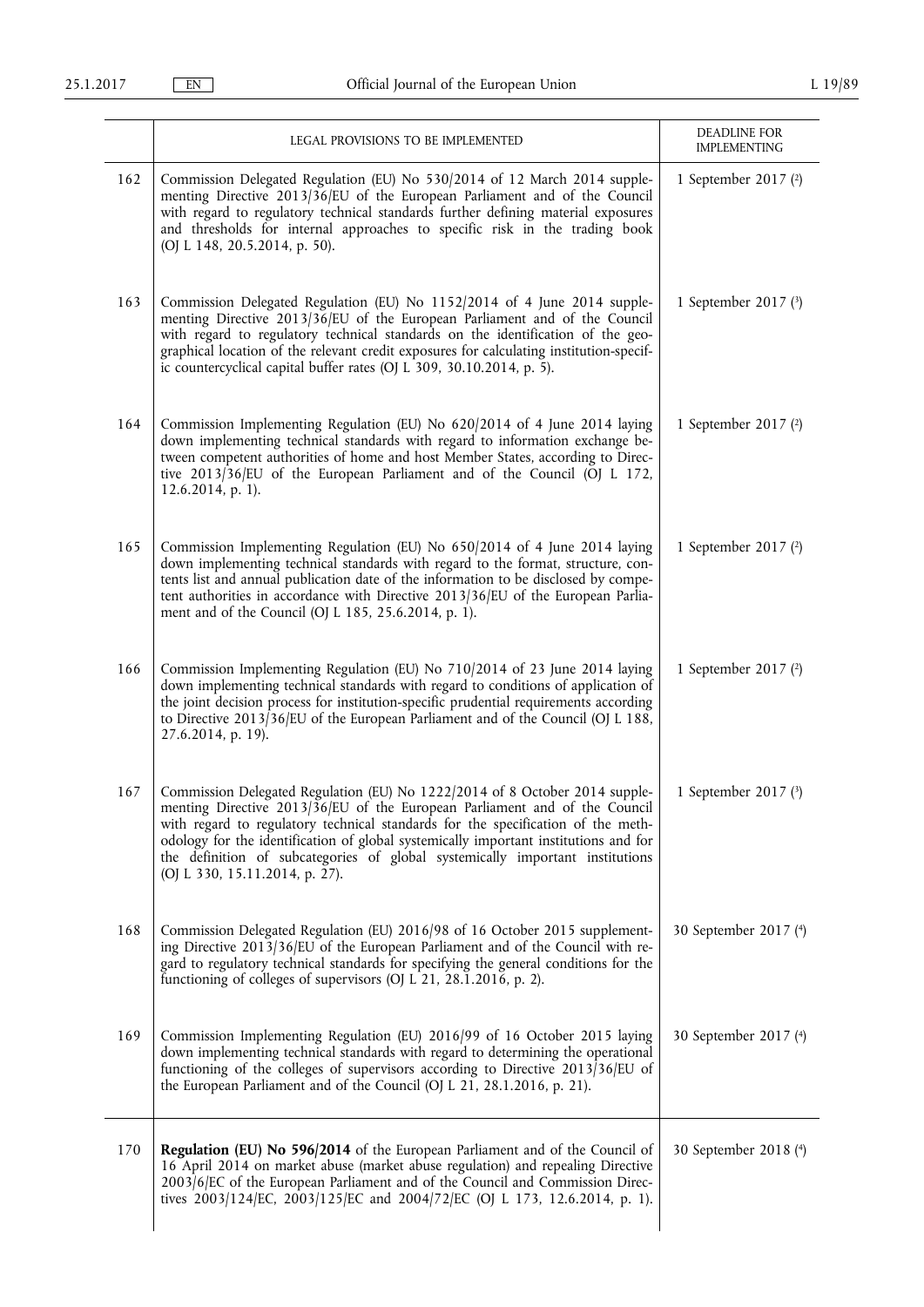| | LEGAL PROVISIONS TO BE IMPLEMENTED | DEADLINE FOR IMPLEMENTING |
|---|---|---|
| 162 | Commission Delegated Regulation (EU) No 530/2014 of 12 March 2014 supplementing Directive 2013/36/EU of the European Parliament and of the Council with regard to regulatory technical standards further defining material exposures and thresholds for internal approaches to specific risk in the trading book (OJ L 148, 20.5.2014, p. 50). | 1 September 2017 (2) |
| 163 | Commission Delegated Regulation (EU) No 1152/2014 of 4 June 2014 supplementing Directive 2013/36/EU of the European Parliament and of the Council with regard to regulatory technical standards on the identification of the geographical location of the relevant credit exposures for calculating institution-specific countercyclical capital buffer rates (OJ L 309, 30.10.2014, p. 5). | 1 September 2017 (3) |
| 164 | Commission Implementing Regulation (EU) No 620/2014 of 4 June 2014 laying down implementing technical standards with regard to information exchange between competent authorities of home and host Member States, according to Directive 2013/36/EU of the European Parliament and of the Council (OJ L 172, 12.6.2014, p. 1). | 1 September 2017 (2) |
| 165 | Commission Implementing Regulation (EU) No 650/2014 of 4 June 2014 laying down implementing technical standards with regard to the format, structure, contents list and annual publication date of the information to be disclosed by competent authorities in accordance with Directive 2013/36/EU of the European Parliament and of the Council (OJ L 185, 25.6.2014, p. 1). | 1 September 2017 (2) |
| 166 | Commission Implementing Regulation (EU) No 710/2014 of 23 June 2014 laying down implementing technical standards with regard to conditions of application of the joint decision process for institution-specific prudential requirements according to Directive 2013/36/EU of the European Parliament and of the Council (OJ L 188, 27.6.2014, p. 19). | 1 September 2017 (2) |
| 167 | Commission Delegated Regulation (EU) No 1222/2014 of 8 October 2014 supplementing Directive 2013/36/EU of the European Parliament and of the Council with regard to regulatory technical standards for the specification of the methodology for the identification of global systemically important institutions and for the definition of subcategories of global systemically important institutions (OJ L 330, 15.11.2014, p. 27). | 1 September 2017 (3) |
| 168 | Commission Delegated Regulation (EU) 2016/98 of 16 October 2015 supplementing Directive 2013/36/EU of the European Parliament and of the Council with regard to regulatory technical standards for specifying the general conditions for the functioning of colleges of supervisors (OJ L 21, 28.1.2016, p. 2). | 30 September 2017 (4) |
| 169 | Commission Implementing Regulation (EU) 2016/99 of 16 October 2015 laying down implementing technical standards with regard to determining the operational functioning of the colleges of supervisors according to Directive 2013/36/EU of the European Parliament and of the Council (OJ L 21, 28.1.2016, p. 21). | 30 September 2017 (4) |
| 170 | **Regulation (EU) No 596/2014** of the European Parliament and of the Council of 16 April 2014 on market abuse (market abuse regulation) and repealing Directive 2003/6/EC of the European Parliament and of the Council and Commission Directives 2003/124/EC, 2003/125/EC and 2004/72/EC (OJ L 173, 12.6.2014, p. 1). | 30 September 2018 (4) |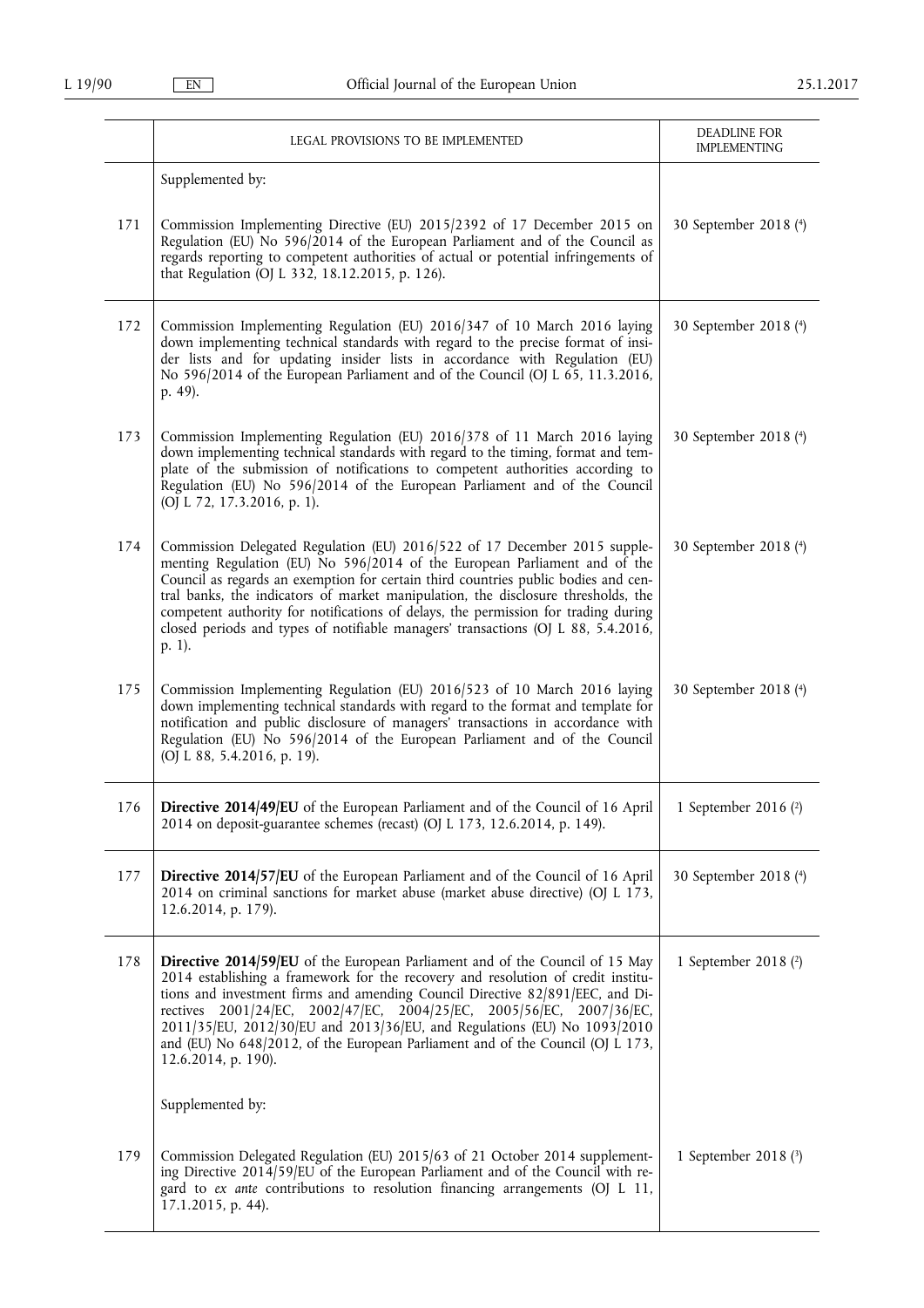| | LEGAL PROVISIONS TO BE IMPLEMENTED | DEADLINE FOR IMPLEMENTING |
|---|---|---|
| | Supplemented by: | |
| 171 | Commission Implementing Directive (EU) 2015/2392 of 17 December 2015 on Regulation (EU) No 596/2014 of the European Parliament and of the Council as regards reporting to competent authorities of actual or potential infringements of that Regulation (OJ L 332, 18.12.2015, p. 126). | 30 September 2018 [4] |
| 172 | Commission Implementing Regulation (EU) 2016/347 of 10 March 2016 laying down implementing technical standards with regard to the precise format of insider lists and for updating insider lists in accordance with Regulation (EU) No 596/2014 of the European Parliament and of the Council (OJ L 65, 11.3.2016, p. 49). | 30 September 2018 [4] |
| 173 | Commission Implementing Regulation (EU) 2016/378 of 11 March 2016 laying down implementing technical standards with regard to the timing, format and template of the submission of notifications to competent authorities according to Regulation (EU) No 596/2014 of the European Parliament and of the Council (OJ L 72, 17.3.2016, p. 1). | 30 September 2018 [4] |
| 174 | Commission Delegated Regulation (EU) 2016/522 of 17 December 2015 supplementing Regulation (EU) No 596/2014 of the European Parliament and of the Council as regards an exemption for certain third countries public bodies and central banks, the indicators of market manipulation, the disclosure thresholds, the competent authority for notifications of delays, the permission for trading during closed periods and types of notifiable managers' transactions (OJ L 88, 5.4.2016, p. 1). | 30 September 2018 [4] |
| 175 | Commission Implementing Regulation (EU) 2016/523 of 10 March 2016 laying down implementing technical standards with regard to the format and template for notification and public disclosure of managers' transactions in accordance with Regulation (EU) No 596/2014 of the European Parliament and of the Council (OJ L 88, 5.4.2016, p. 19). | 30 September 2018 [4] |
| 176 | **Directive 2014/49/EU** of the European Parliament and of the Council of 16 April 2014 on deposit-guarantee schemes (recast) (OJ L 173, 12.6.2014, p. 149). | 1 September 2016 [2] |
| 177 | **Directive 2014/57/EU** of the European Parliament and of the Council of 16 April 2014 on criminal sanctions for market abuse (market abuse directive) (OJ L 173, 12.6.2014, p. 179). | 30 September 2018 [4] |
| 178 | **Directive 2014/59/EU** of the European Parliament and of the Council of 15 May 2014 establishing a framework for the recovery and resolution of credit institutions and investment firms and amending Council Directive 82/891/EEC, and Directives 2001/24/EC, 2002/47/EC, 2004/25/EC, 2005/56/EC, 2007/36/EC, 2011/35/EU, 2012/30/EU and 2013/36/EU, and Regulations (EU) No 1093/2010 and (EU) No 648/2012, of the European Parliament and of the Council (OJ L 173, 12.6.2014, p. 190). | 1 September 2018 [2] |
| | Supplemented by: | |
| 179 | Commission Delegated Regulation (EU) 2015/63 of 21 October 2014 supplementing Directive 2014/59/EU of the European Parliament and of the Council with regard to *ex ante* contributions to resolution financing arrangements (OJ L 11, 17.1.2015, p. 44). | 1 September 2018 [3] |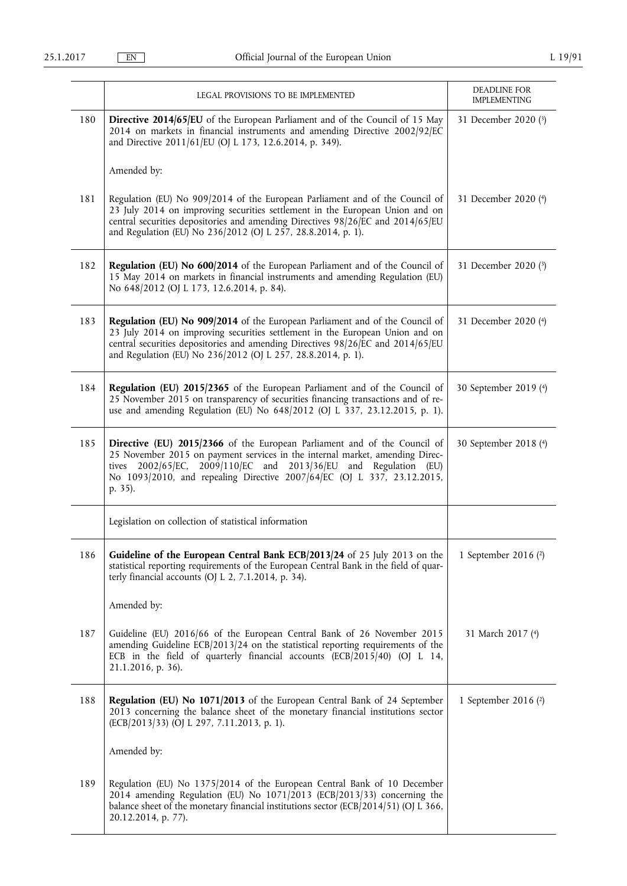| | LEGAL PROVISIONS TO BE IMPLEMENTED | DEADLINE FOR IMPLEMENTING |
|---|---|---|
| 180 | **Directive 2014/65/EU** of the European Parliament and of the Council of 15 May 2014 on markets in financial instruments and amending Directive 2002/92/EC and Directive 2011/61/EU (OJ L 173, 12.6.2014, p. 349). | 31 December 2020 [3] |
| | Amended by: | |
| 181 | Regulation (EU) No 909/2014 of the European Parliament and of the Council of 23 July 2014 on improving securities settlement in the European Union and on central securities depositories and amending Directives 98/26/EC and 2014/65/EU and Regulation (EU) No 236/2012 (OJ L 257, 28.8.2014, p. 1). | 31 December 2020 [4] |
| 182 | **Regulation (EU) No 600/2014** of the European Parliament and of the Council of 15 May 2014 on markets in financial instruments and amending Regulation (EU) No 648/2012 (OJ L 173, 12.6.2014, p. 84). | 31 December 2020 [3] |
| 183 | **Regulation (EU) No 909/2014** of the European Parliament and of the Council of 23 July 2014 on improving securities settlement in the European Union and on central securities depositories and amending Directives 98/26/EC and 2014/65/EU and Regulation (EU) No 236/2012 (OJ L 257, 28.8.2014, p. 1). | 31 December 2020 [4] |
| 184 | **Regulation (EU) 2015/2365** of the European Parliament and of the Council of 25 November 2015 on transparency of securities financing transactions and of re-use and amending Regulation (EU) No 648/2012 (OJ L 337, 23.12.2015, p. 1). | 30 September 2019 [4] |
| 185 | **Directive (EU) 2015/2366** of the European Parliament and of the Council of 25 November 2015 on payment services in the internal market, amending Directives 2002/65/EC, 2009/110/EC and 2013/36/EU and Regulation (EU) No 1093/2010, and repealing Directive 2007/64/EC (OJ L 337, 23.12.2015, p. 35). | 30 September 2018 [4] |
| | Legislation on collection of statistical information | |
| 186 | **Guideline of the European Central Bank ECB/2013/24** of 25 July 2013 on the statistical reporting requirements of the European Central Bank in the field of quarterly financial accounts (OJ L 2, 7.1.2014, p. 34). | 1 September 2016 [2] |
| | Amended by: | |
| 187 | Guideline (EU) 2016/66 of the European Central Bank of 26 November 2015 amending Guideline ECB/2013/24 on the statistical reporting requirements of the ECB in the field of quarterly financial accounts (ECB/2015/40) (OJ L 14, 21.1.2016, p. 36). | 31 March 2017 [4] |
| 188 | **Regulation (EU) No 1071/2013** of the European Central Bank of 24 September 2013 concerning the balance sheet of the monetary financial institutions sector (ECB/2013/33) (OJ L 297, 7.11.2013, p. 1). | 1 September 2016 [2] |
| | Amended by: | |
| 189 | Regulation (EU) No 1375/2014 of the European Central Bank of 10 December 2014 amending Regulation (EU) No 1071/2013 (ECB/2013/33) concerning the balance sheet of the monetary financial institutions sector (ECB/2014/51) (OJ L 366, 20.12.2014, p. 77). | |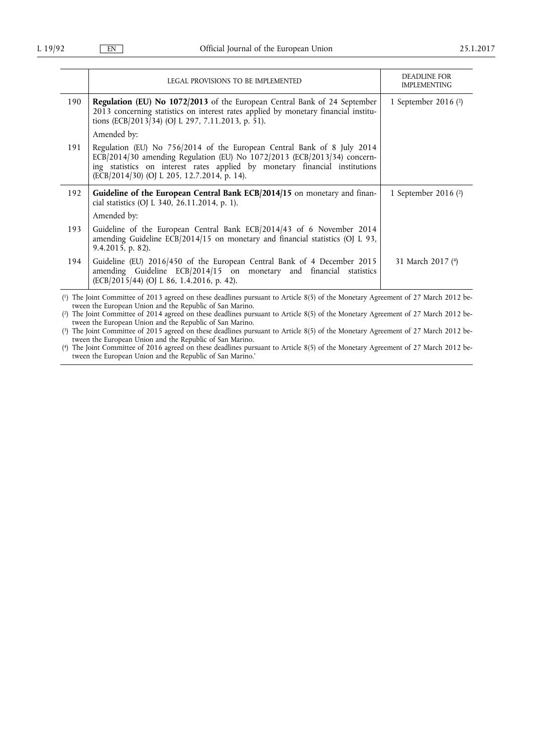| | LEGAL PROVISIONS TO BE IMPLEMENTED | DEADLINE FOR IMPLEMENTING |
|---|---|---|
| 190 | **Regulation (EU) No 1072/2013** of the European Central Bank of 24 September 2013 concerning statistics on interest rates applied by monetary financial institutions (ECB/2013/34) (OJ L 297, 7.11.2013, p. 51). | 1 September 2016 ([2]) |
| | Amended by: | |
| 191 | Regulation (EU) No 756/2014 of the European Central Bank of 8 July 2014 ECB/2014/30 amending Regulation (EU) No 1072/2013 (ECB/2013/34) concerning statistics on interest rates applied by monetary financial institutions (ECB/2014/30) (OJ L 205, 12.7.2014, p. 14). | |
| 192 | **Guideline of the European Central Bank ECB/2014/15** on monetary and financial statistics (OJ L 340, 26.11.2014, p. 1). | 1 September 2016 ([2]) |
| | Amended by: | |
| 193 | Guideline of the European Central Bank ECB/2014/43 of 6 November 2014 amending Guideline ECB/2014/15 on monetary and financial statistics (OJ L 93, 9.4.2015, p. 82). | |
| 194 | Guideline (EU) 2016/450 of the European Central Bank of 4 December 2015 amending Guideline ECB/2014/15 on monetary and financial statistics (ECB/2015/44) (OJ L 86, 1.4.2016, p. 42). | 31 March 2017 ([4]) |

([1]) The Joint Committee of 2013 agreed on these deadlines pursuant to Article 8(5) of the Monetary Agreement of 27 March 2012 between the European Union and the Republic of San Marino.

([2]) The Joint Committee of 2014 agreed on these deadlines pursuant to Article 8(5) of the Monetary Agreement of 27 March 2012 between the European Union and the Republic of San Marino.

([3]) The Joint Committee of 2015 agreed on these deadlines pursuant to Article 8(5) of the Monetary Agreement of 27 March 2012 between the European Union and the Republic of San Marino.

([4]) The Joint Committee of 2016 agreed on these deadlines pursuant to Article 8(5) of the Monetary Agreement of 27 March 2012 between the European Union and the Republic of San Marino.'